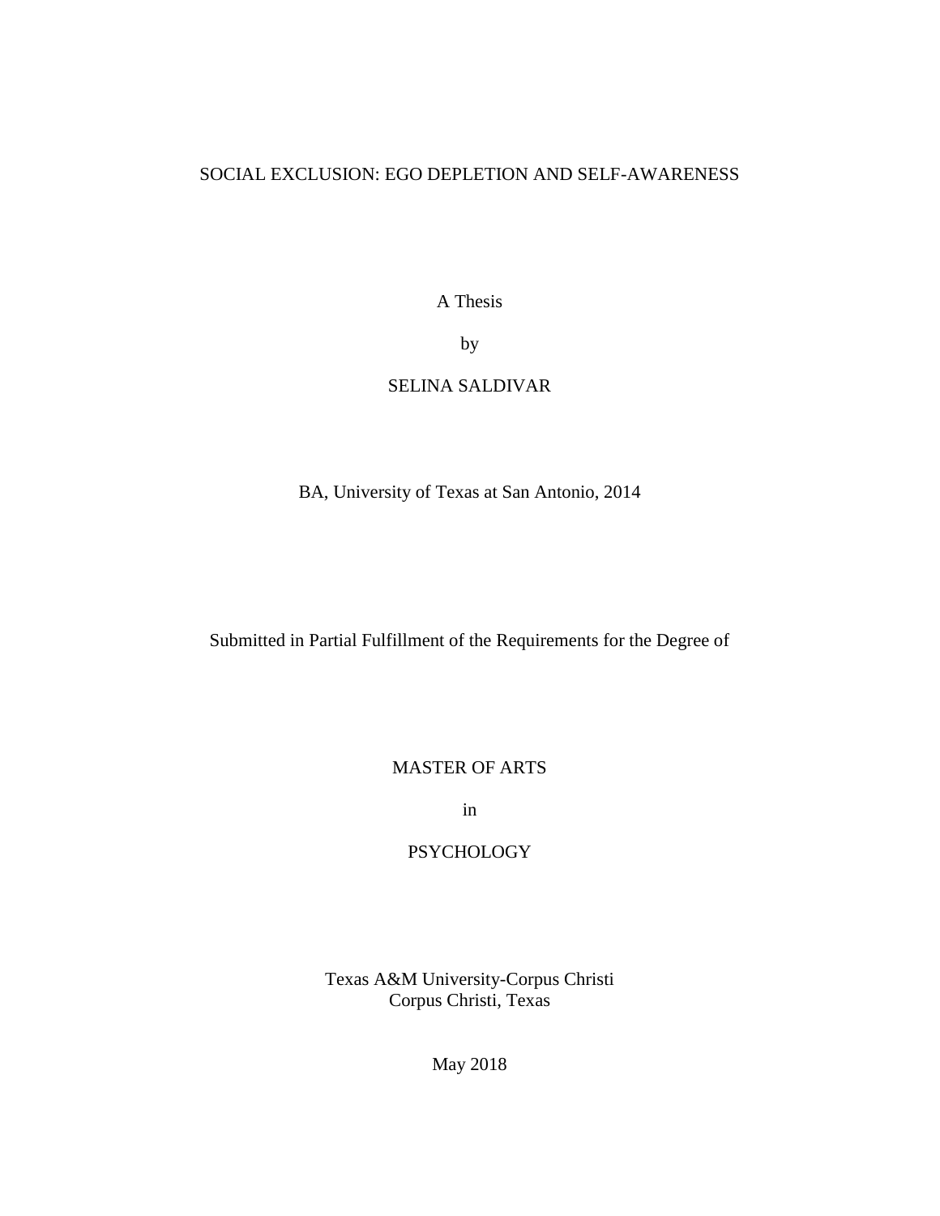# SOCIAL EXCLUSION: EGO DEPLETION AND SELF-AWARENESS

A Thesis

by

SELINA SALDIVAR

BA, University of Texas at San Antonio, 2014

Submitted in Partial Fulfillment of the Requirements for the Degree of

MASTER OF ARTS

in

PSYCHOLOGY

Texas A&M University-Corpus Christi
Corpus Christi, Texas

May 2018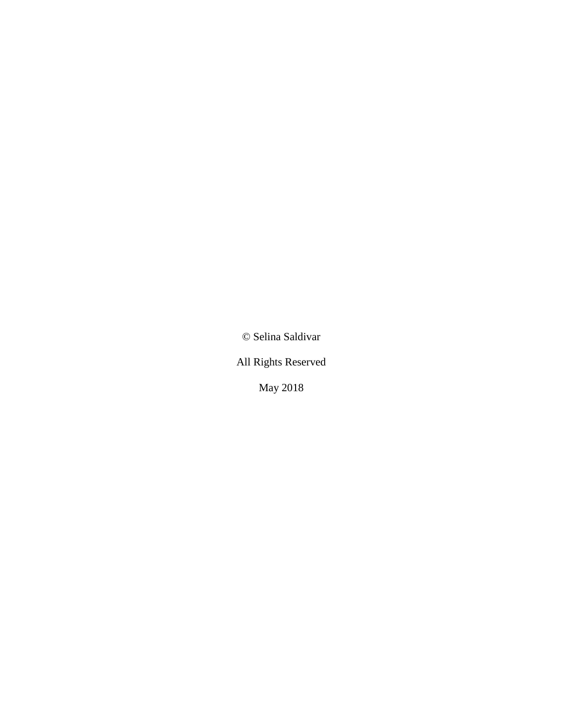© Selina Saldivar

All Rights Reserved

May 2018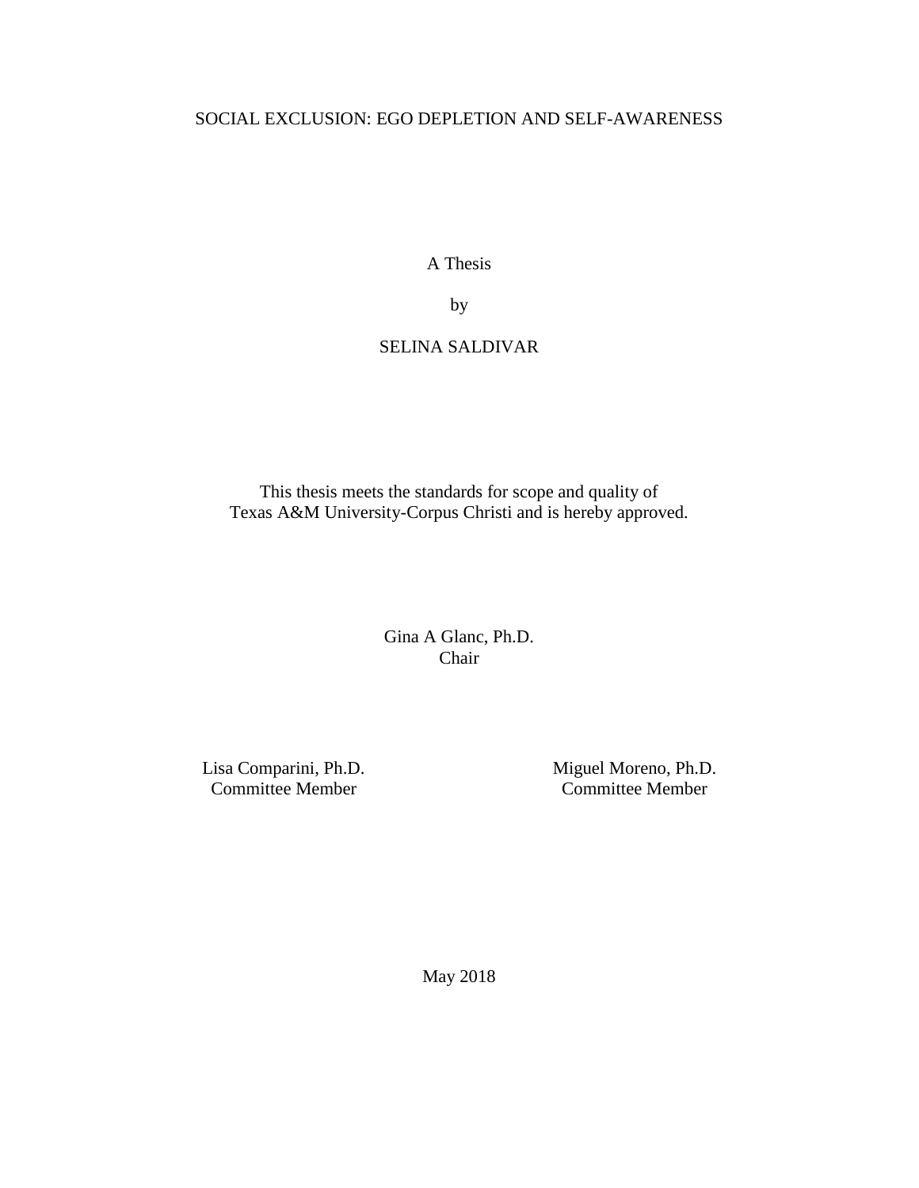SOCIAL EXCLUSION: EGO DEPLETION AND SELF-AWARENESS

A Thesis

by

SELINA SALDIVAR

This thesis meets the standards for scope and quality of
Texas A&M University-Corpus Christi and is hereby approved.

Gina A Glanc, Ph.D.
Chair

Lisa Comparini, Ph.D.
Committee Member

Miguel Moreno, Ph.D.
Committee Member

May 2018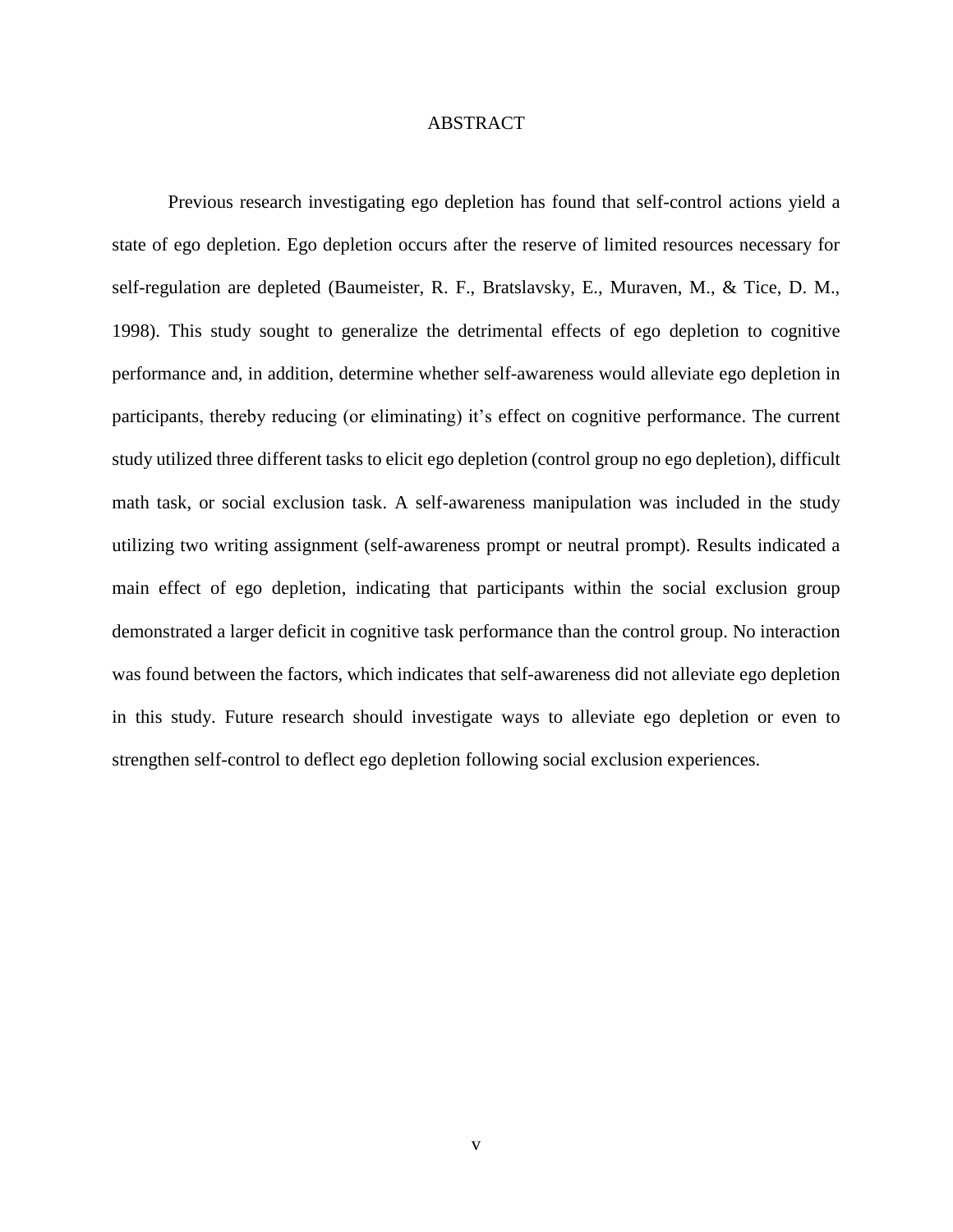# ABSTRACT

Previous research investigating ego depletion has found that self-control actions yield a state of ego depletion. Ego depletion occurs after the reserve of limited resources necessary for self-regulation are depleted (Baumeister, R. F., Bratslavsky, E., Muraven, M., & Tice, D. M., 1998). This study sought to generalize the detrimental effects of ego depletion to cognitive performance and, in addition, determine whether self-awareness would alleviate ego depletion in participants, thereby reducing (or eliminating) it's effect on cognitive performance. The current study utilized three different tasks to elicit ego depletion (control group no ego depletion), difficult math task, or social exclusion task. A self-awareness manipulation was included in the study utilizing two writing assignment (self-awareness prompt or neutral prompt). Results indicated a main effect of ego depletion, indicating that participants within the social exclusion group demonstrated a larger deficit in cognitive task performance than the control group. No interaction was found between the factors, which indicates that self-awareness did not alleviate ego depletion in this study. Future research should investigate ways to alleviate ego depletion or even to strengthen self-control to deflect ego depletion following social exclusion experiences.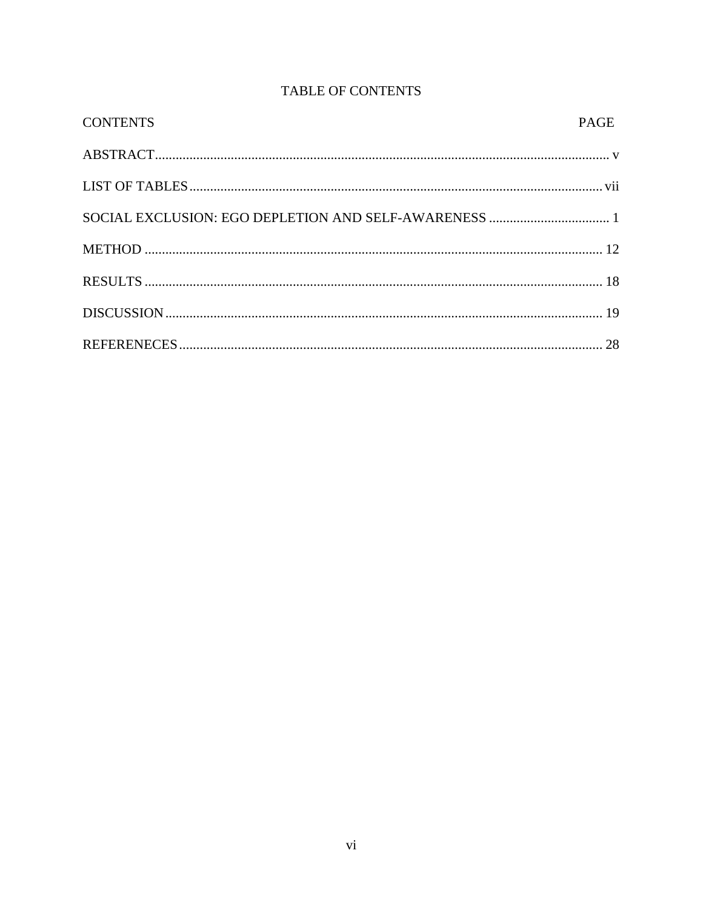# TABLE OF CONTENTS

| CONTENTS | PAGE |
|---|---|
| ABSTRACT | v |
| LIST OF TABLES | vii |
| SOCIAL EXCLUSION: EGO DEPLETION AND SELF-AWARENESS | 1 |
| METHOD | 12 |
| RESULTS | 18 |
| DISCUSSION | 19 |
| REFERENECES | 28 |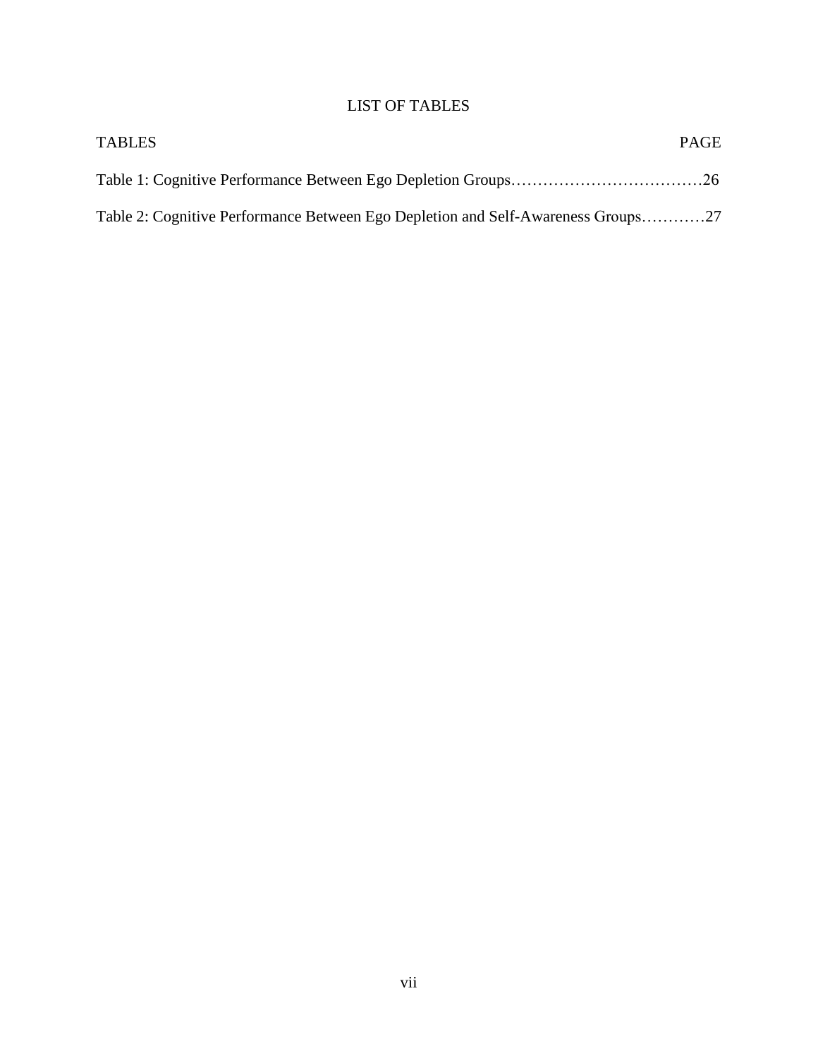# LIST OF TABLES

TABLES PAGE

Table 1: Cognitive Performance Between Ego Depletion Groups……………………………….26

Table 2: Cognitive Performance Between Ego Depletion and Self-Awareness Groups…………27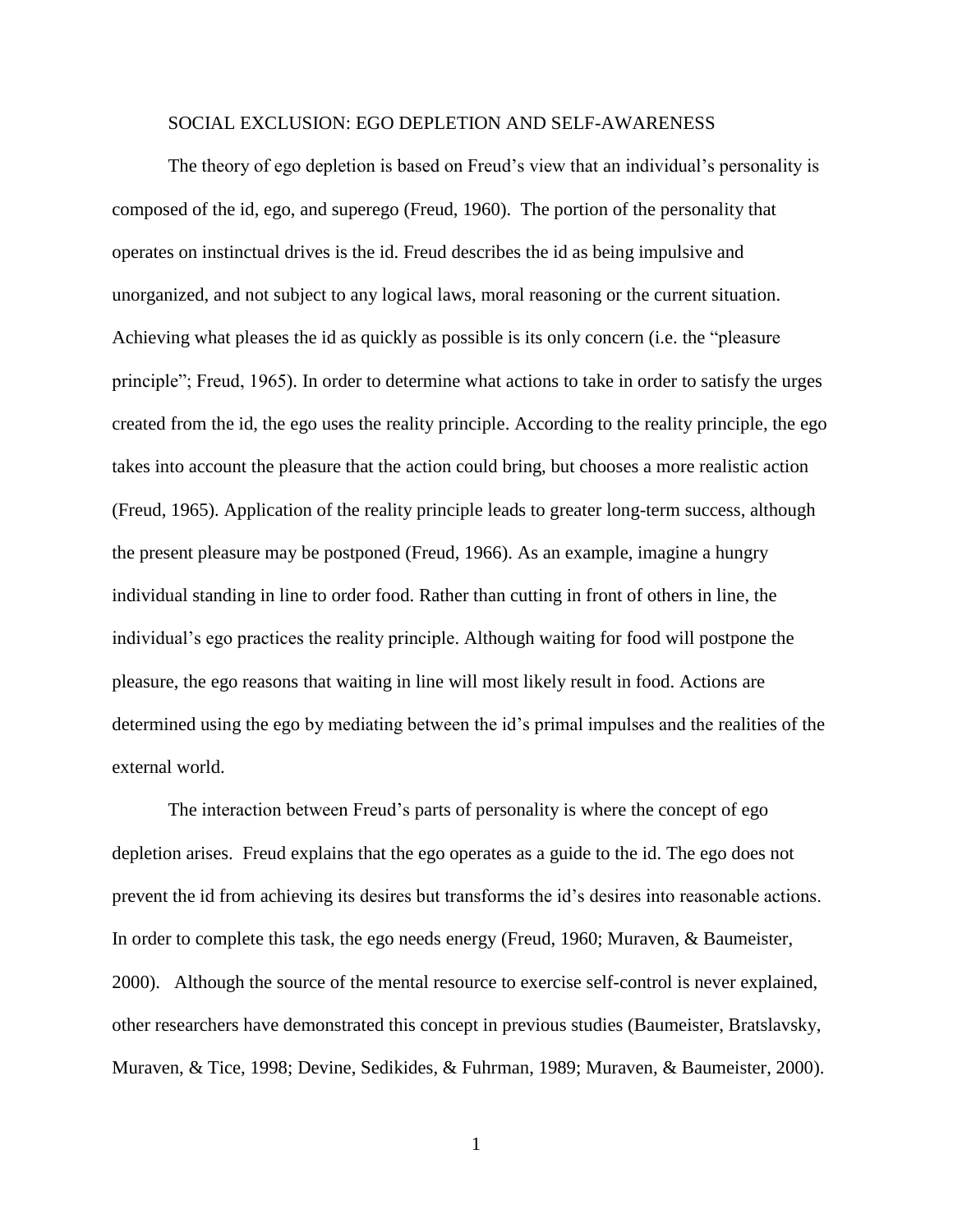## SOCIAL EXCLUSION: EGO DEPLETION AND SELF-AWARENESS

The theory of ego depletion is based on Freud's view that an individual's personality is composed of the id, ego, and superego (Freud, 1960). The portion of the personality that operates on instinctual drives is the id. Freud describes the id as being impulsive and unorganized, and not subject to any logical laws, moral reasoning or the current situation. Achieving what pleases the id as quickly as possible is its only concern (i.e. the "pleasure principle"; Freud, 1965). In order to determine what actions to take in order to satisfy the urges created from the id, the ego uses the reality principle. According to the reality principle, the ego takes into account the pleasure that the action could bring, but chooses a more realistic action (Freud, 1965). Application of the reality principle leads to greater long-term success, although the present pleasure may be postponed (Freud, 1966). As an example, imagine a hungry individual standing in line to order food. Rather than cutting in front of others in line, the individual's ego practices the reality principle. Although waiting for food will postpone the pleasure, the ego reasons that waiting in line will most likely result in food. Actions are determined using the ego by mediating between the id's primal impulses and the realities of the external world.

The interaction between Freud's parts of personality is where the concept of ego depletion arises. Freud explains that the ego operates as a guide to the id. The ego does not prevent the id from achieving its desires but transforms the id's desires into reasonable actions. In order to complete this task, the ego needs energy (Freud, 1960; Muraven, & Baumeister, 2000). Although the source of the mental resource to exercise self-control is never explained, other researchers have demonstrated this concept in previous studies (Baumeister, Bratslavsky, Muraven, & Tice, 1998; Devine, Sedikides, & Fuhrman, 1989; Muraven, & Baumeister, 2000).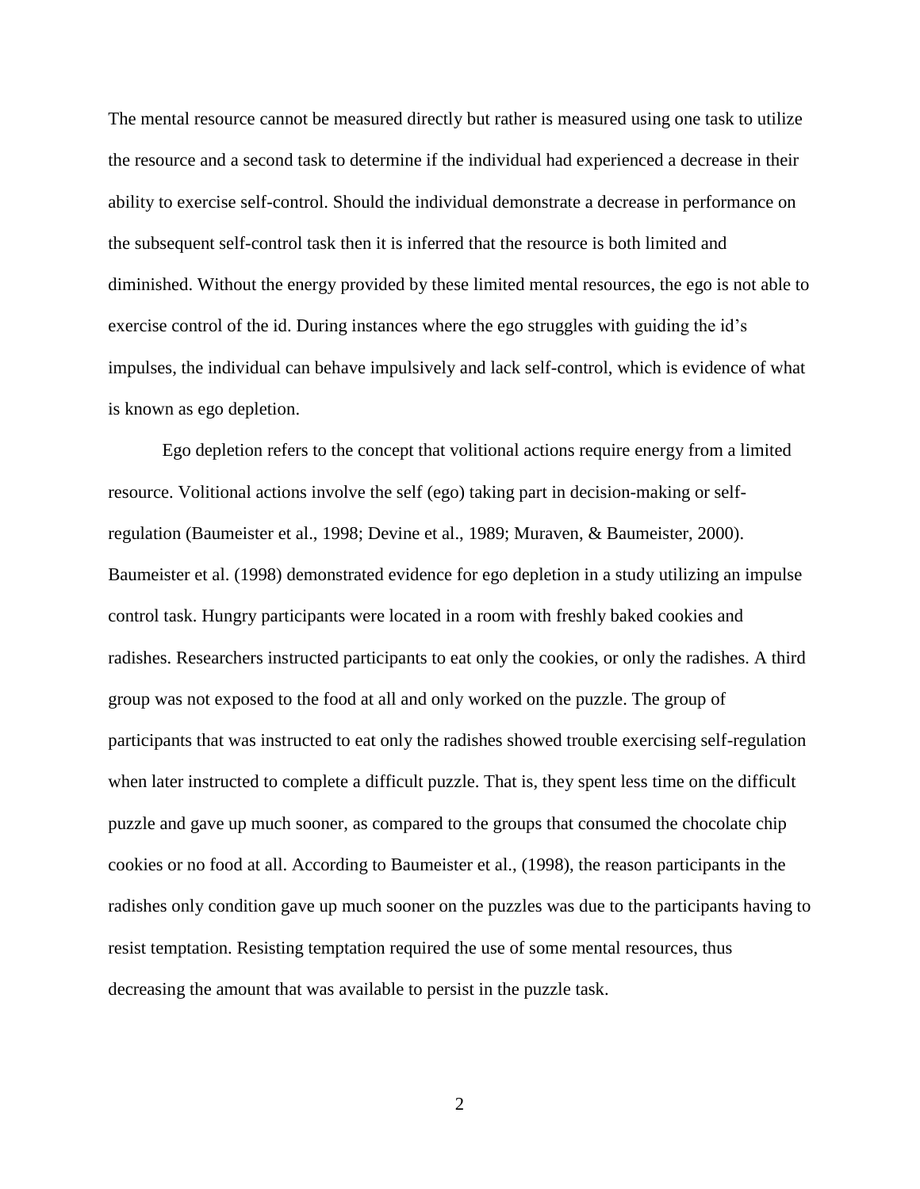The mental resource cannot be measured directly but rather is measured using one task to utilize the resource and a second task to determine if the individual had experienced a decrease in their ability to exercise self-control. Should the individual demonstrate a decrease in performance on the subsequent self-control task then it is inferred that the resource is both limited and diminished. Without the energy provided by these limited mental resources, the ego is not able to exercise control of the id. During instances where the ego struggles with guiding the id's impulses, the individual can behave impulsively and lack self-control, which is evidence of what is known as ego depletion.

Ego depletion refers to the concept that volitional actions require energy from a limited resource. Volitional actions involve the self (ego) taking part in decision-making or self-regulation (Baumeister et al., 1998; Devine et al., 1989; Muraven, & Baumeister, 2000). Baumeister et al. (1998) demonstrated evidence for ego depletion in a study utilizing an impulse control task. Hungry participants were located in a room with freshly baked cookies and radishes. Researchers instructed participants to eat only the cookies, or only the radishes. A third group was not exposed to the food at all and only worked on the puzzle. The group of participants that was instructed to eat only the radishes showed trouble exercising self-regulation when later instructed to complete a difficult puzzle. That is, they spent less time on the difficult puzzle and gave up much sooner, as compared to the groups that consumed the chocolate chip cookies or no food at all. According to Baumeister et al., (1998), the reason participants in the radishes only condition gave up much sooner on the puzzles was due to the participants having to resist temptation. Resisting temptation required the use of some mental resources, thus decreasing the amount that was available to persist in the puzzle task.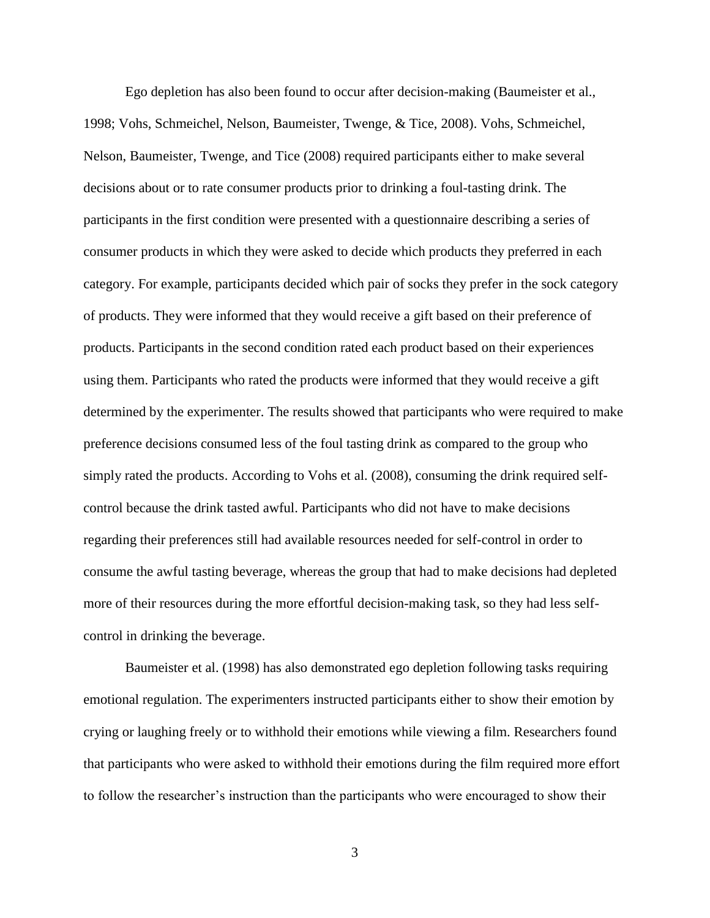Ego depletion has also been found to occur after decision-making (Baumeister et al., 1998; Vohs, Schmeichel, Nelson, Baumeister, Twenge, & Tice, 2008). Vohs, Schmeichel, Nelson, Baumeister, Twenge, and Tice (2008) required participants either to make several decisions about or to rate consumer products prior to drinking a foul-tasting drink. The participants in the first condition were presented with a questionnaire describing a series of consumer products in which they were asked to decide which products they preferred in each category. For example, participants decided which pair of socks they prefer in the sock category of products. They were informed that they would receive a gift based on their preference of products. Participants in the second condition rated each product based on their experiences using them. Participants who rated the products were informed that they would receive a gift determined by the experimenter. The results showed that participants who were required to make preference decisions consumed less of the foul tasting drink as compared to the group who simply rated the products. According to Vohs et al. (2008), consuming the drink required self-control because the drink tasted awful. Participants who did not have to make decisions regarding their preferences still had available resources needed for self-control in order to consume the awful tasting beverage, whereas the group that had to make decisions had depleted more of their resources during the more effortful decision-making task, so they had less self-control in drinking the beverage.

Baumeister et al. (1998) has also demonstrated ego depletion following tasks requiring emotional regulation. The experimenters instructed participants either to show their emotion by crying or laughing freely or to withhold their emotions while viewing a film. Researchers found that participants who were asked to withhold their emotions during the film required more effort to follow the researcher's instruction than the participants who were encouraged to show their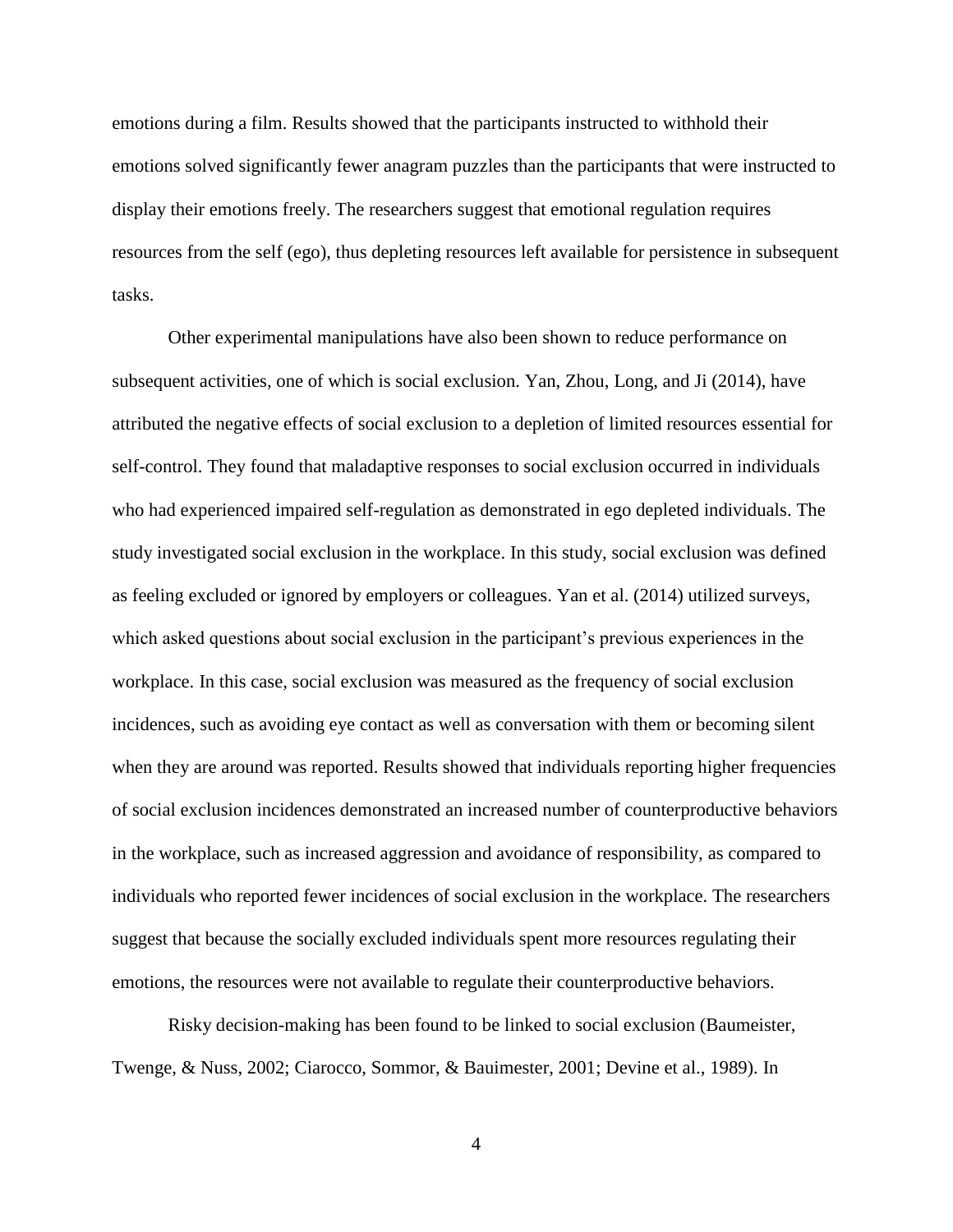emotions during a film. Results showed that the participants instructed to withhold their emotions solved significantly fewer anagram puzzles than the participants that were instructed to display their emotions freely. The researchers suggest that emotional regulation requires resources from the self (ego), thus depleting resources left available for persistence in subsequent tasks.

Other experimental manipulations have also been shown to reduce performance on subsequent activities, one of which is social exclusion. Yan, Zhou, Long, and Ji (2014), have attributed the negative effects of social exclusion to a depletion of limited resources essential for self-control. They found that maladaptive responses to social exclusion occurred in individuals who had experienced impaired self-regulation as demonstrated in ego depleted individuals. The study investigated social exclusion in the workplace. In this study, social exclusion was defined as feeling excluded or ignored by employers or colleagues. Yan et al. (2014) utilized surveys, which asked questions about social exclusion in the participant's previous experiences in the workplace. In this case, social exclusion was measured as the frequency of social exclusion incidences, such as avoiding eye contact as well as conversation with them or becoming silent when they are around was reported. Results showed that individuals reporting higher frequencies of social exclusion incidences demonstrated an increased number of counterproductive behaviors in the workplace, such as increased aggression and avoidance of responsibility, as compared to individuals who reported fewer incidences of social exclusion in the workplace. The researchers suggest that because the socially excluded individuals spent more resources regulating their emotions, the resources were not available to regulate their counterproductive behaviors.

Risky decision-making has been found to be linked to social exclusion (Baumeister, Twenge, & Nuss, 2002; Ciarocco, Sommor, & Bauimester, 2001; Devine et al., 1989). In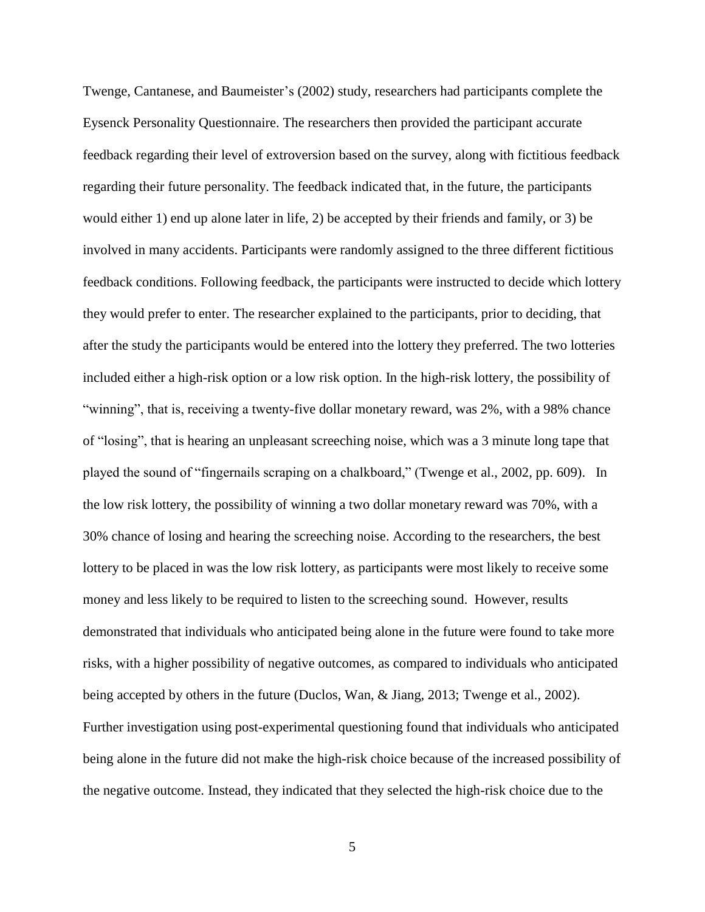Twenge, Cantanese, and Baumeister's (2002) study, researchers had participants complete the Eysenck Personality Questionnaire. The researchers then provided the participant accurate feedback regarding their level of extroversion based on the survey, along with fictitious feedback regarding their future personality. The feedback indicated that, in the future, the participants would either 1) end up alone later in life, 2) be accepted by their friends and family, or 3) be involved in many accidents. Participants were randomly assigned to the three different fictitious feedback conditions. Following feedback, the participants were instructed to decide which lottery they would prefer to enter. The researcher explained to the participants, prior to deciding, that after the study the participants would be entered into the lottery they preferred. The two lotteries included either a high-risk option or a low risk option. In the high-risk lottery, the possibility of "winning", that is, receiving a twenty-five dollar monetary reward, was 2%, with a 98% chance of "losing", that is hearing an unpleasant screeching noise, which was a 3 minute long tape that played the sound of "fingernails scraping on a chalkboard," (Twenge et al., 2002, pp. 609). In the low risk lottery, the possibility of winning a two dollar monetary reward was 70%, with a 30% chance of losing and hearing the screeching noise. According to the researchers, the best lottery to be placed in was the low risk lottery, as participants were most likely to receive some money and less likely to be required to listen to the screeching sound. However, results demonstrated that individuals who anticipated being alone in the future were found to take more risks, with a higher possibility of negative outcomes, as compared to individuals who anticipated being accepted by others in the future (Duclos, Wan, & Jiang, 2013; Twenge et al., 2002). Further investigation using post-experimental questioning found that individuals who anticipated being alone in the future did not make the high-risk choice because of the increased possibility of the negative outcome. Instead, they indicated that they selected the high-risk choice due to the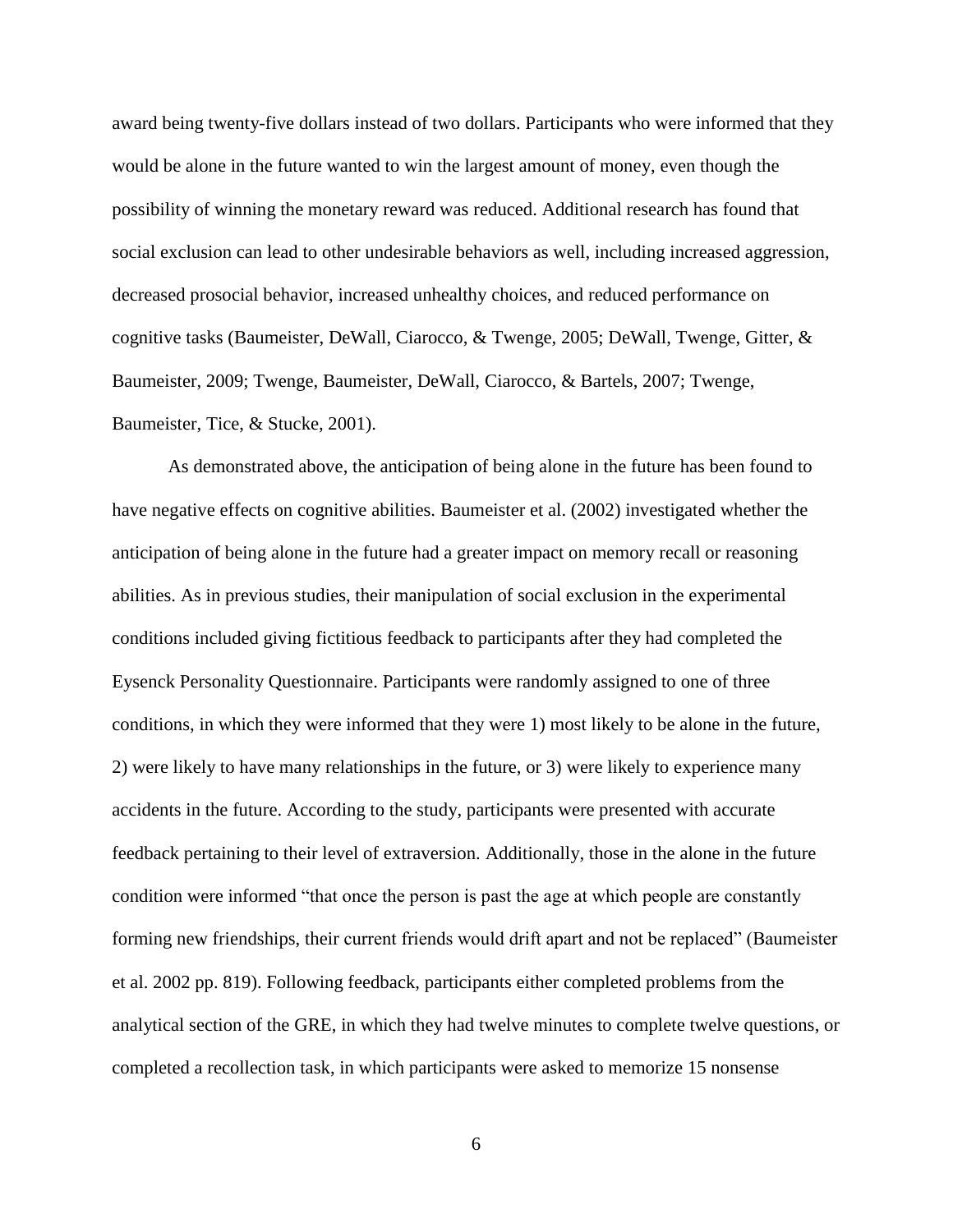award being twenty-five dollars instead of two dollars. Participants who were informed that they would be alone in the future wanted to win the largest amount of money, even though the possibility of winning the monetary reward was reduced. Additional research has found that social exclusion can lead to other undesirable behaviors as well, including increased aggression, decreased prosocial behavior, increased unhealthy choices, and reduced performance on cognitive tasks (Baumeister, DeWall, Ciarocco, & Twenge, 2005; DeWall, Twenge, Gitter, & Baumeister, 2009; Twenge, Baumeister, DeWall, Ciarocco, & Bartels, 2007; Twenge, Baumeister, Tice, & Stucke, 2001).

As demonstrated above, the anticipation of being alone in the future has been found to have negative effects on cognitive abilities. Baumeister et al. (2002) investigated whether the anticipation of being alone in the future had a greater impact on memory recall or reasoning abilities. As in previous studies, their manipulation of social exclusion in the experimental conditions included giving fictitious feedback to participants after they had completed the Eysenck Personality Questionnaire. Participants were randomly assigned to one of three conditions, in which they were informed that they were 1) most likely to be alone in the future, 2) were likely to have many relationships in the future, or 3) were likely to experience many accidents in the future. According to the study, participants were presented with accurate feedback pertaining to their level of extraversion. Additionally, those in the alone in the future condition were informed "that once the person is past the age at which people are constantly forming new friendships, their current friends would drift apart and not be replaced" (Baumeister et al. 2002 pp. 819). Following feedback, participants either completed problems from the analytical section of the GRE, in which they had twelve minutes to complete twelve questions, or completed a recollection task, in which participants were asked to memorize 15 nonsense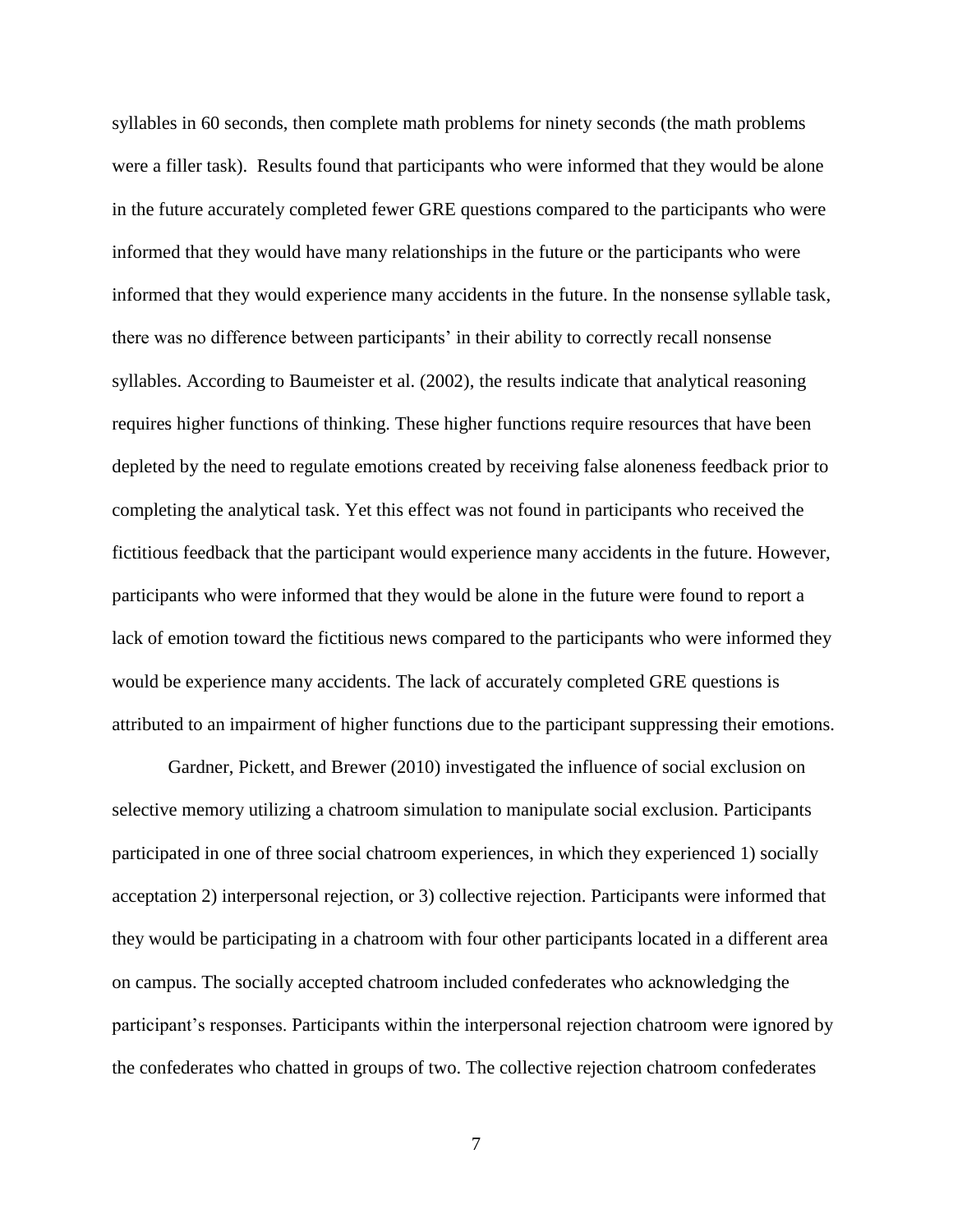syllables in 60 seconds, then complete math problems for ninety seconds (the math problems were a filler task). Results found that participants who were informed that they would be alone in the future accurately completed fewer GRE questions compared to the participants who were informed that they would have many relationships in the future or the participants who were informed that they would experience many accidents in the future. In the nonsense syllable task, there was no difference between participants' in their ability to correctly recall nonsense syllables. According to Baumeister et al. (2002), the results indicate that analytical reasoning requires higher functions of thinking. These higher functions require resources that have been depleted by the need to regulate emotions created by receiving false aloneness feedback prior to completing the analytical task. Yet this effect was not found in participants who received the fictitious feedback that the participant would experience many accidents in the future. However, participants who were informed that they would be alone in the future were found to report a lack of emotion toward the fictitious news compared to the participants who were informed they would be experience many accidents. The lack of accurately completed GRE questions is attributed to an impairment of higher functions due to the participant suppressing their emotions.

Gardner, Pickett, and Brewer (2010) investigated the influence of social exclusion on selective memory utilizing a chatroom simulation to manipulate social exclusion. Participants participated in one of three social chatroom experiences, in which they experienced 1) socially acceptation 2) interpersonal rejection, or 3) collective rejection. Participants were informed that they would be participating in a chatroom with four other participants located in a different area on campus. The socially accepted chatroom included confederates who acknowledging the participant's responses. Participants within the interpersonal rejection chatroom were ignored by the confederates who chatted in groups of two. The collective rejection chatroom confederates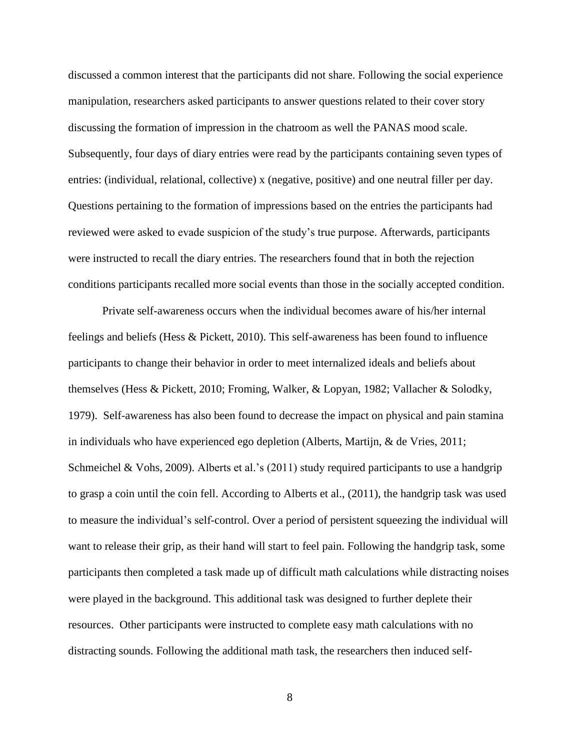discussed a common interest that the participants did not share. Following the social experience manipulation, researchers asked participants to answer questions related to their cover story discussing the formation of impression in the chatroom as well the PANAS mood scale. Subsequently, four days of diary entries were read by the participants containing seven types of entries: (individual, relational, collective) x (negative, positive) and one neutral filler per day. Questions pertaining to the formation of impressions based on the entries the participants had reviewed were asked to evade suspicion of the study's true purpose. Afterwards, participants were instructed to recall the diary entries. The researchers found that in both the rejection conditions participants recalled more social events than those in the socially accepted condition.

Private self-awareness occurs when the individual becomes aware of his/her internal feelings and beliefs (Hess & Pickett, 2010). This self-awareness has been found to influence participants to change their behavior in order to meet internalized ideals and beliefs about themselves (Hess & Pickett, 2010; Froming, Walker, & Lopyan, 1982; Vallacher & Solodky, 1979). Self-awareness has also been found to decrease the impact on physical and pain stamina in individuals who have experienced ego depletion (Alberts, Martijn, & de Vries, 2011; Schmeichel & Vohs, 2009). Alberts et al.'s (2011) study required participants to use a handgrip to grasp a coin until the coin fell. According to Alberts et al., (2011), the handgrip task was used to measure the individual's self-control. Over a period of persistent squeezing the individual will want to release their grip, as their hand will start to feel pain. Following the handgrip task, some participants then completed a task made up of difficult math calculations while distracting noises were played in the background. This additional task was designed to further deplete their resources. Other participants were instructed to complete easy math calculations with no distracting sounds. Following the additional math task, the researchers then induced self-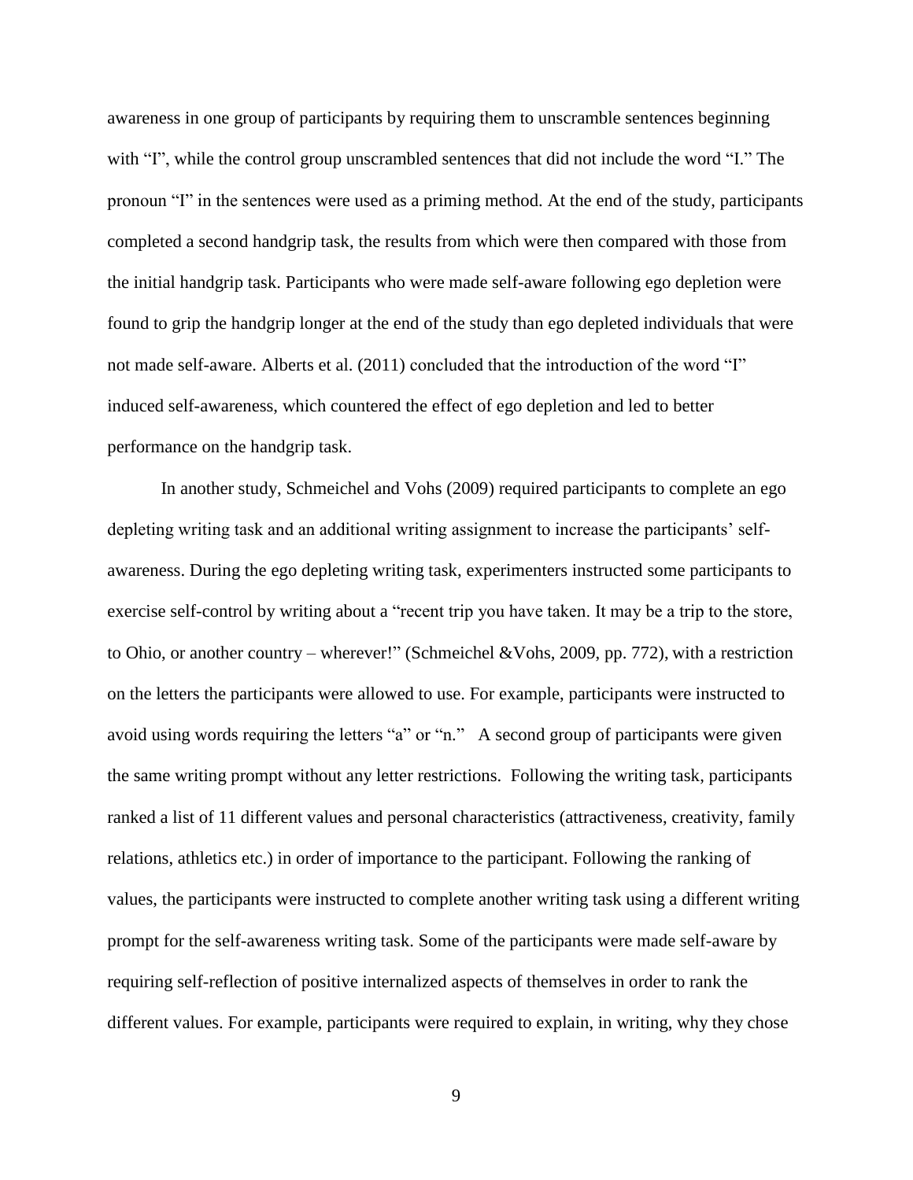awareness in one group of participants by requiring them to unscramble sentences beginning with "I", while the control group unscrambled sentences that did not include the word "I." The pronoun "I" in the sentences were used as a priming method. At the end of the study, participants completed a second handgrip task, the results from which were then compared with those from the initial handgrip task. Participants who were made self-aware following ego depletion were found to grip the handgrip longer at the end of the study than ego depleted individuals that were not made self-aware. Alberts et al. (2011) concluded that the introduction of the word "I" induced self-awareness, which countered the effect of ego depletion and led to better performance on the handgrip task.

In another study, Schmeichel and Vohs (2009) required participants to complete an ego depleting writing task and an additional writing assignment to increase the participants' self-awareness. During the ego depleting writing task, experimenters instructed some participants to exercise self-control by writing about a "recent trip you have taken. It may be a trip to the store, to Ohio, or another country – wherever!" (Schmeichel &Vohs, 2009, pp. 772), with a restriction on the letters the participants were allowed to use. For example, participants were instructed to avoid using words requiring the letters "a" or "n." A second group of participants were given the same writing prompt without any letter restrictions. Following the writing task, participants ranked a list of 11 different values and personal characteristics (attractiveness, creativity, family relations, athletics etc.) in order of importance to the participant. Following the ranking of values, the participants were instructed to complete another writing task using a different writing prompt for the self-awareness writing task. Some of the participants were made self-aware by requiring self-reflection of positive internalized aspects of themselves in order to rank the different values. For example, participants were required to explain, in writing, why they chose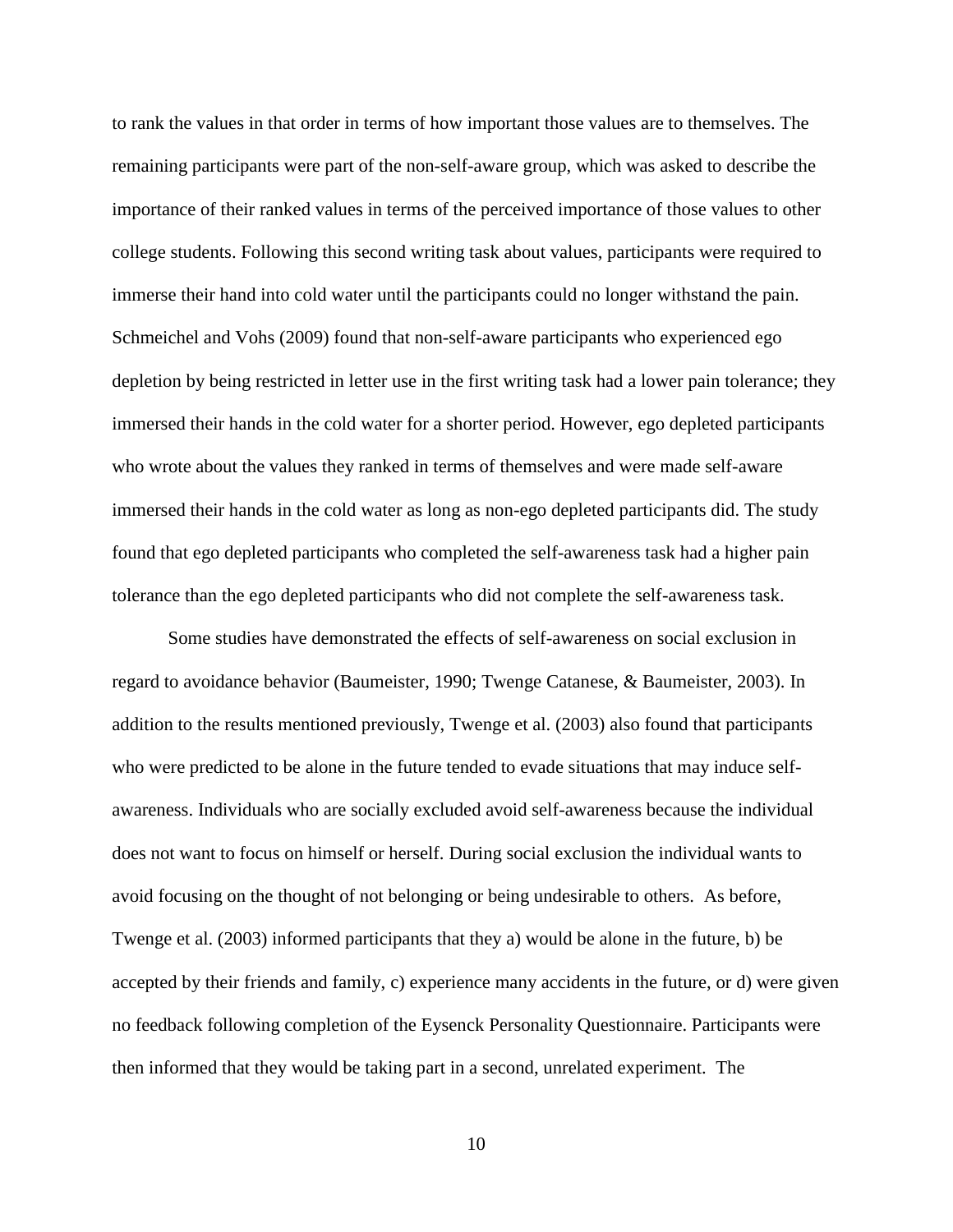to rank the values in that order in terms of how important those values are to themselves. The remaining participants were part of the non-self-aware group, which was asked to describe the importance of their ranked values in terms of the perceived importance of those values to other college students. Following this second writing task about values, participants were required to immerse their hand into cold water until the participants could no longer withstand the pain. Schmeichel and Vohs (2009) found that non-self-aware participants who experienced ego depletion by being restricted in letter use in the first writing task had a lower pain tolerance; they immersed their hands in the cold water for a shorter period. However, ego depleted participants who wrote about the values they ranked in terms of themselves and were made self-aware immersed their hands in the cold water as long as non-ego depleted participants did. The study found that ego depleted participants who completed the self-awareness task had a higher pain tolerance than the ego depleted participants who did not complete the self-awareness task.

Some studies have demonstrated the effects of self-awareness on social exclusion in regard to avoidance behavior (Baumeister, 1990; Twenge Catanese, & Baumeister, 2003). In addition to the results mentioned previously, Twenge et al. (2003) also found that participants who were predicted to be alone in the future tended to evade situations that may induce self-awareness. Individuals who are socially excluded avoid self-awareness because the individual does not want to focus on himself or herself. During social exclusion the individual wants to avoid focusing on the thought of not belonging or being undesirable to others. As before, Twenge et al. (2003) informed participants that they a) would be alone in the future, b) be accepted by their friends and family, c) experience many accidents in the future, or d) were given no feedback following completion of the Eysenck Personality Questionnaire. Participants were then informed that they would be taking part in a second, unrelated experiment. The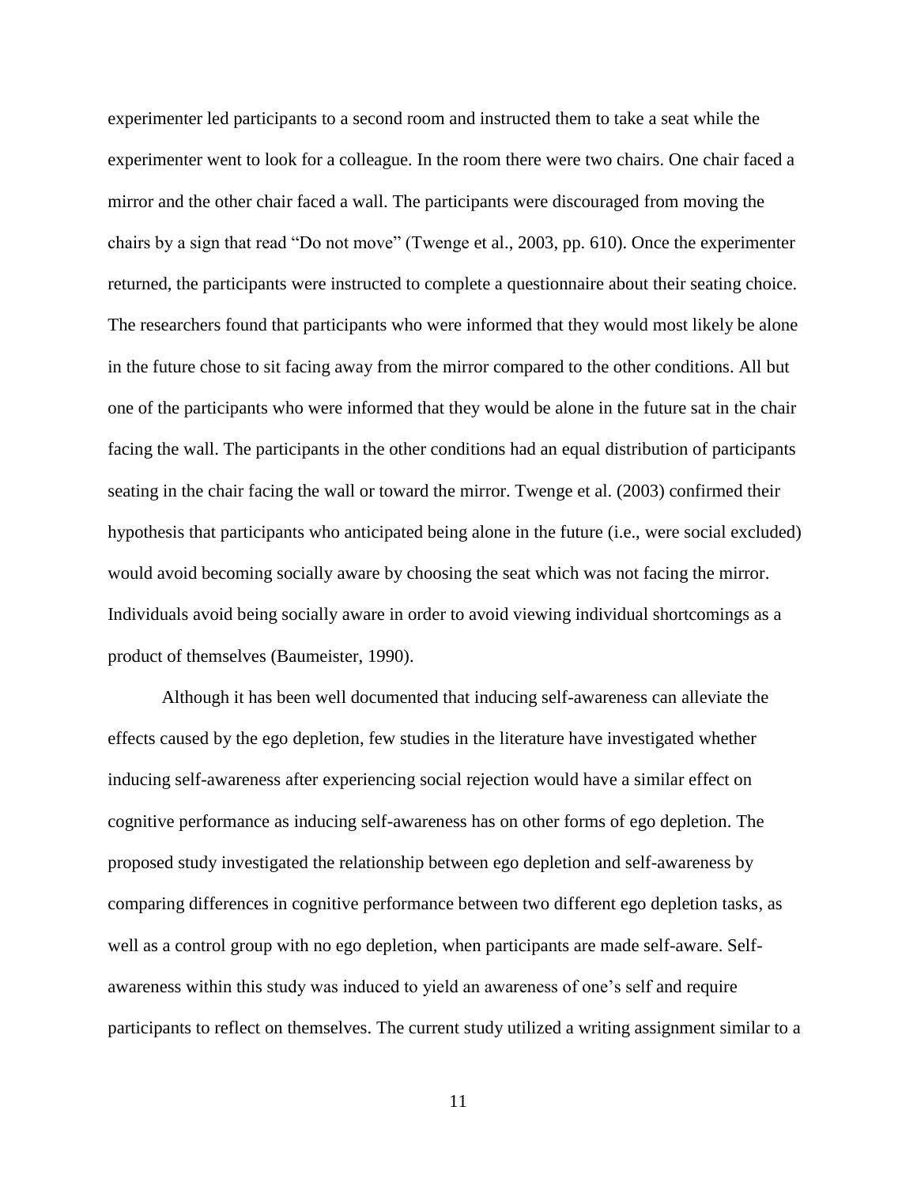experimenter led participants to a second room and instructed them to take a seat while the experimenter went to look for a colleague. In the room there were two chairs. One chair faced a mirror and the other chair faced a wall. The participants were discouraged from moving the chairs by a sign that read "Do not move" (Twenge et al., 2003, pp. 610). Once the experimenter returned, the participants were instructed to complete a questionnaire about their seating choice. The researchers found that participants who were informed that they would most likely be alone in the future chose to sit facing away from the mirror compared to the other conditions. All but one of the participants who were informed that they would be alone in the future sat in the chair facing the wall. The participants in the other conditions had an equal distribution of participants seating in the chair facing the wall or toward the mirror. Twenge et al. (2003) confirmed their hypothesis that participants who anticipated being alone in the future (i.e., were social excluded) would avoid becoming socially aware by choosing the seat which was not facing the mirror. Individuals avoid being socially aware in order to avoid viewing individual shortcomings as a product of themselves (Baumeister, 1990).

Although it has been well documented that inducing self-awareness can alleviate the effects caused by the ego depletion, few studies in the literature have investigated whether inducing self-awareness after experiencing social rejection would have a similar effect on cognitive performance as inducing self-awareness has on other forms of ego depletion. The proposed study investigated the relationship between ego depletion and self-awareness by comparing differences in cognitive performance between two different ego depletion tasks, as well as a control group with no ego depletion, when participants are made self-aware. Self-awareness within this study was induced to yield an awareness of one's self and require participants to reflect on themselves. The current study utilized a writing assignment similar to a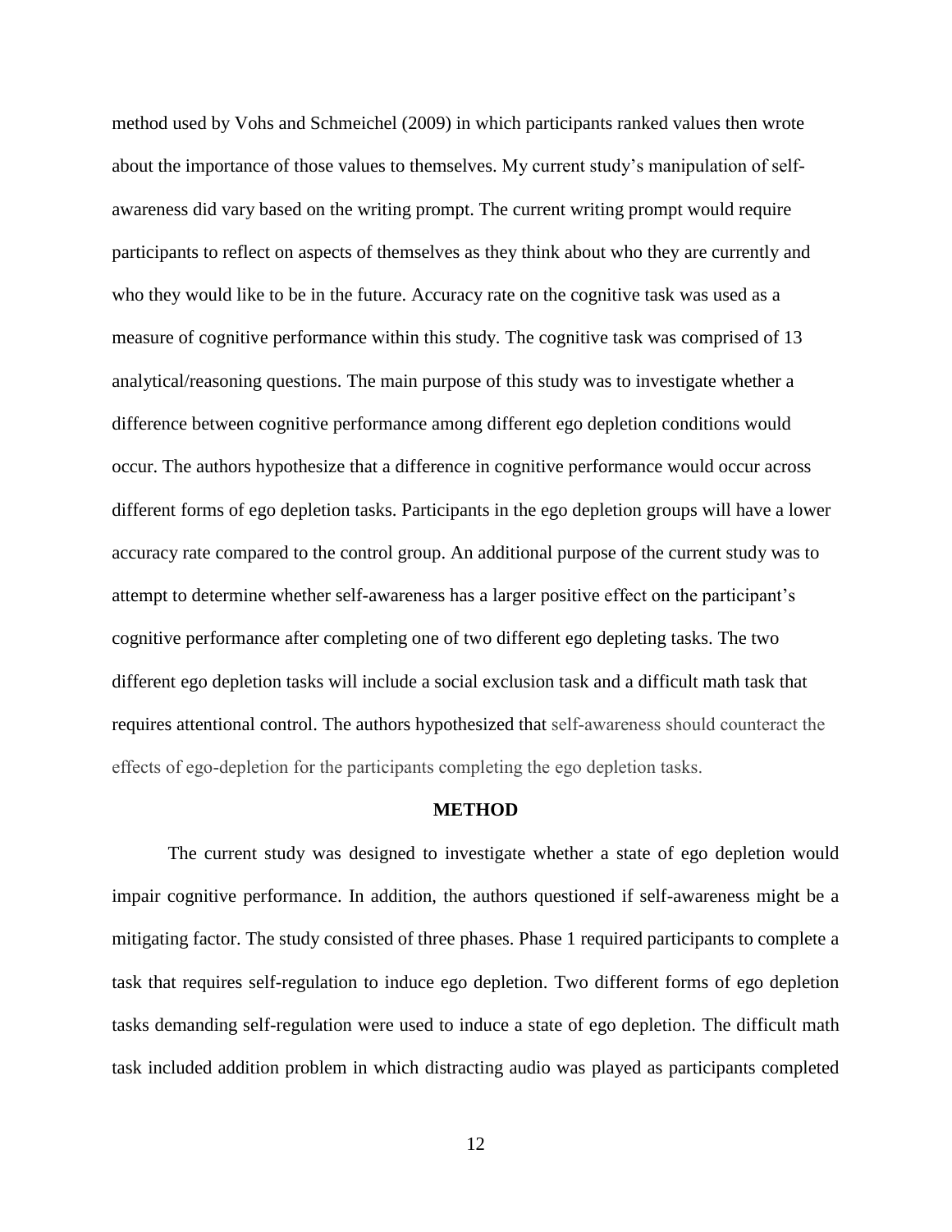method used by Vohs and Schmeichel (2009) in which participants ranked values then wrote about the importance of those values to themselves. My current study's manipulation of self-awareness did vary based on the writing prompt. The current writing prompt would require participants to reflect on aspects of themselves as they think about who they are currently and who they would like to be in the future. Accuracy rate on the cognitive task was used as a measure of cognitive performance within this study. The cognitive task was comprised of 13 analytical/reasoning questions. The main purpose of this study was to investigate whether a difference between cognitive performance among different ego depletion conditions would occur. The authors hypothesize that a difference in cognitive performance would occur across different forms of ego depletion tasks. Participants in the ego depletion groups will have a lower accuracy rate compared to the control group. An additional purpose of the current study was to attempt to determine whether self-awareness has a larger positive effect on the participant's cognitive performance after completing one of two different ego depleting tasks. The two different ego depletion tasks will include a social exclusion task and a difficult math task that requires attentional control. The authors hypothesized that self-awareness should counteract the effects of ego-depletion for the participants completing the ego depletion tasks.

## METHOD

The current study was designed to investigate whether a state of ego depletion would impair cognitive performance. In addition, the authors questioned if self-awareness might be a mitigating factor. The study consisted of three phases. Phase 1 required participants to complete a task that requires self-regulation to induce ego depletion. Two different forms of ego depletion tasks demanding self-regulation were used to induce a state of ego depletion. The difficult math task included addition problem in which distracting audio was played as participants completed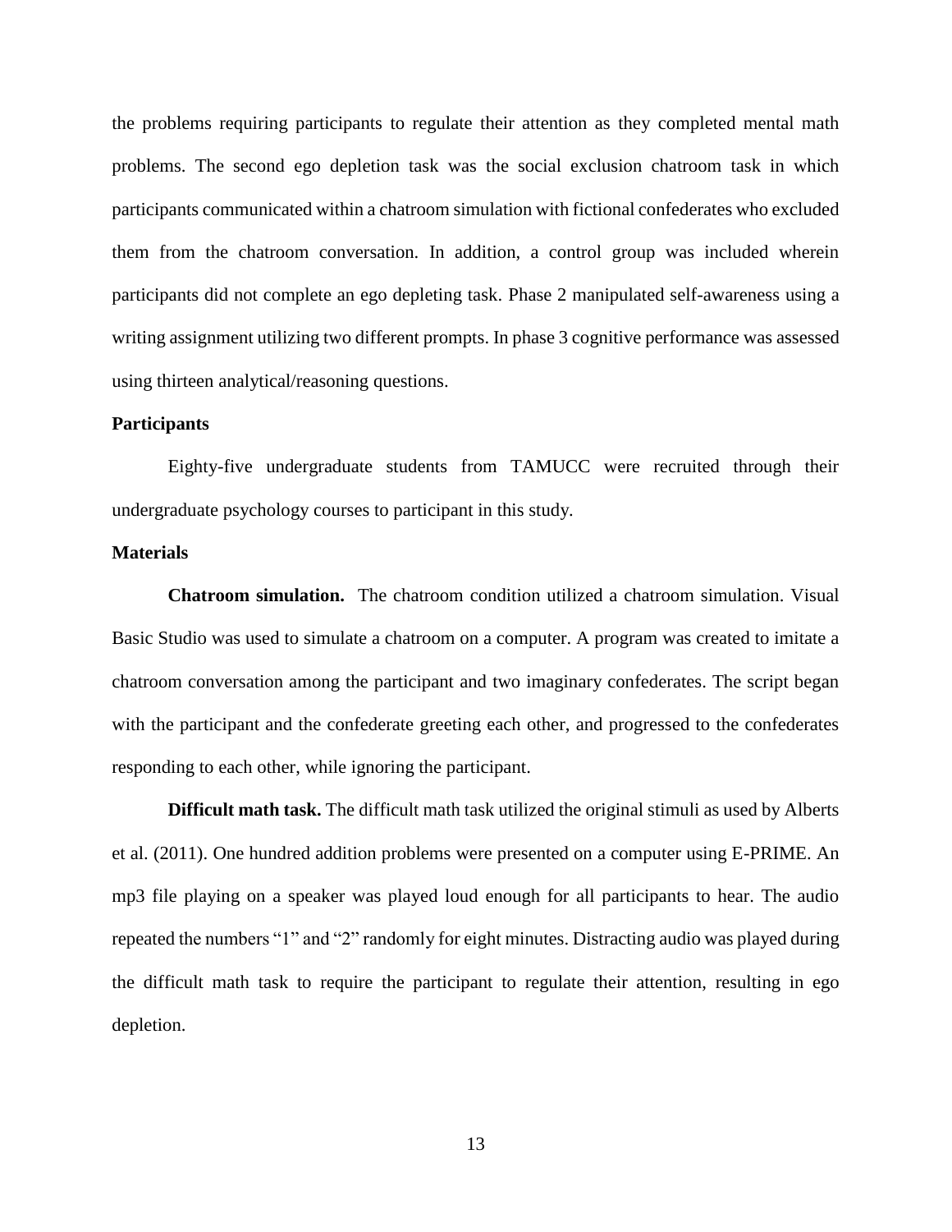the problems requiring participants to regulate their attention as they completed mental math problems. The second ego depletion task was the social exclusion chatroom task in which participants communicated within a chatroom simulation with fictional confederates who excluded them from the chatroom conversation. In addition, a control group was included wherein participants did not complete an ego depleting task. Phase 2 manipulated self-awareness using a writing assignment utilizing two different prompts. In phase 3 cognitive performance was assessed using thirteen analytical/reasoning questions.

## Participants

Eighty-five undergraduate students from TAMUCC were recruited through their undergraduate psychology courses to participant in this study.

## Materials

**Chatroom simulation.** The chatroom condition utilized a chatroom simulation. Visual Basic Studio was used to simulate a chatroom on a computer. A program was created to imitate a chatroom conversation among the participant and two imaginary confederates. The script began with the participant and the confederate greeting each other, and progressed to the confederates responding to each other, while ignoring the participant.

**Difficult math task.** The difficult math task utilized the original stimuli as used by Alberts et al. (2011). One hundred addition problems were presented on a computer using E-PRIME. An mp3 file playing on a speaker was played loud enough for all participants to hear. The audio repeated the numbers "1" and "2" randomly for eight minutes. Distracting audio was played during the difficult math task to require the participant to regulate their attention, resulting in ego depletion.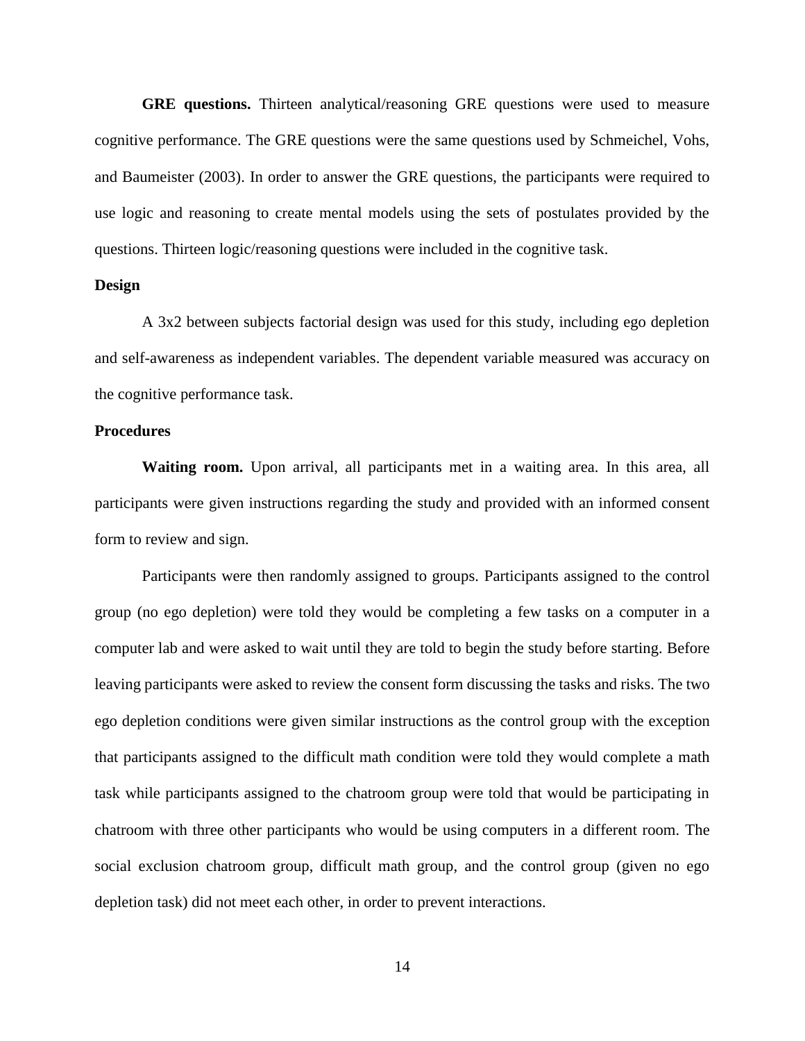**GRE questions.** Thirteen analytical/reasoning GRE questions were used to measure cognitive performance. The GRE questions were the same questions used by Schmeichel, Vohs, and Baumeister (2003). In order to answer the GRE questions, the participants were required to use logic and reasoning to create mental models using the sets of postulates provided by the questions. Thirteen logic/reasoning questions were included in the cognitive task.

## Design

A 3x2 between subjects factorial design was used for this study, including ego depletion and self-awareness as independent variables. The dependent variable measured was accuracy on the cognitive performance task.

## Procedures

**Waiting room.** Upon arrival, all participants met in a waiting area. In this area, all participants were given instructions regarding the study and provided with an informed consent form to review and sign.

Participants were then randomly assigned to groups. Participants assigned to the control group (no ego depletion) were told they would be completing a few tasks on a computer in a computer lab and were asked to wait until they are told to begin the study before starting. Before leaving participants were asked to review the consent form discussing the tasks and risks. The two ego depletion conditions were given similar instructions as the control group with the exception that participants assigned to the difficult math condition were told they would complete a math task while participants assigned to the chatroom group were told that would be participating in chatroom with three other participants who would be using computers in a different room. The social exclusion chatroom group, difficult math group, and the control group (given no ego depletion task) did not meet each other, in order to prevent interactions.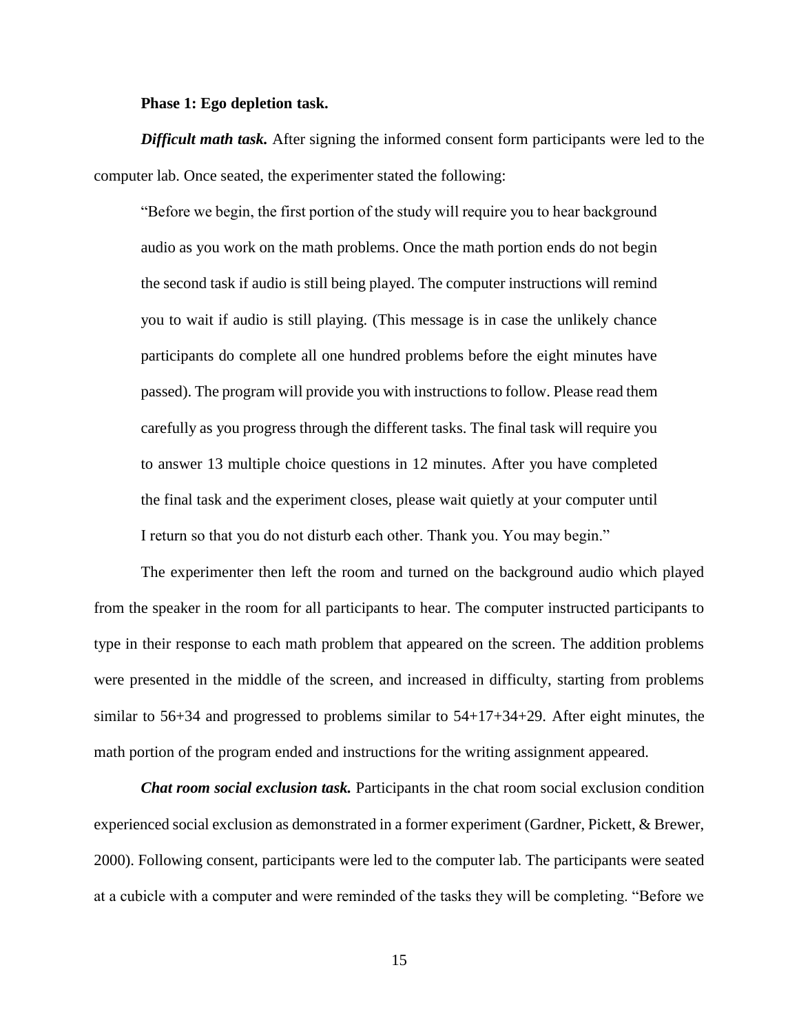**Phase 1: Ego depletion task.**

***Difficult math task.*** After signing the informed consent form participants were led to the computer lab. Once seated, the experimenter stated the following:

> "Before we begin, the first portion of the study will require you to hear background audio as you work on the math problems. Once the math portion ends do not begin the second task if audio is still being played. The computer instructions will remind you to wait if audio is still playing. (This message is in case the unlikely chance participants do complete all one hundred problems before the eight minutes have passed). The program will provide you with instructions to follow. Please read them carefully as you progress through the different tasks. The final task will require you to answer 13 multiple choice questions in 12 minutes. After you have completed the final task and the experiment closes, please wait quietly at your computer until I return so that you do not disturb each other. Thank you. You may begin."

The experimenter then left the room and turned on the background audio which played from the speaker in the room for all participants to hear. The computer instructed participants to type in their response to each math problem that appeared on the screen. The addition problems were presented in the middle of the screen, and increased in difficulty, starting from problems similar to 56+34 and progressed to problems similar to 54+17+34+29. After eight minutes, the math portion of the program ended and instructions for the writing assignment appeared.

***Chat room social exclusion task.*** Participants in the chat room social exclusion condition experienced social exclusion as demonstrated in a former experiment (Gardner, Pickett, & Brewer, 2000). Following consent, participants were led to the computer lab. The participants were seated at a cubicle with a computer and were reminded of the tasks they will be completing. "Before we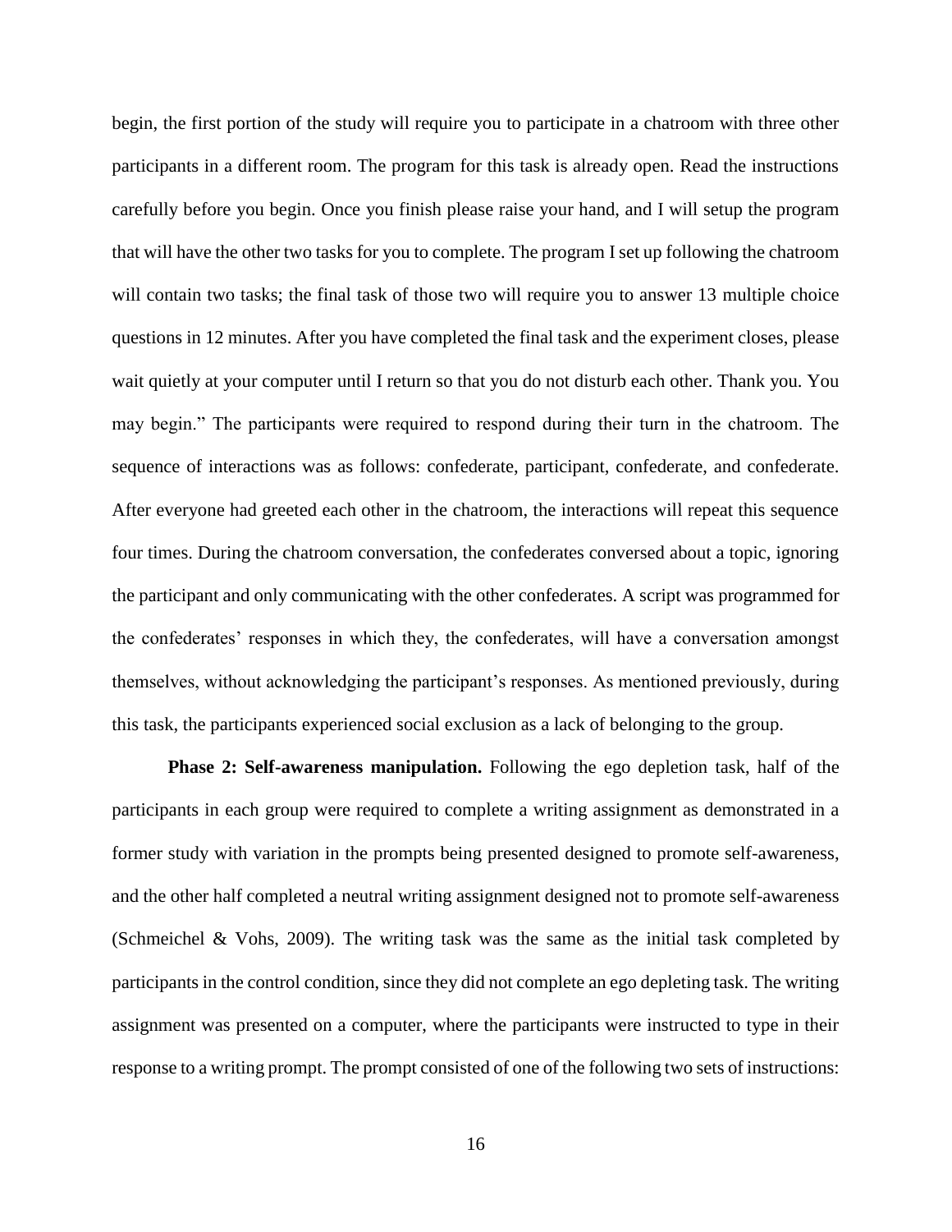begin, the first portion of the study will require you to participate in a chatroom with three other participants in a different room. The program for this task is already open. Read the instructions carefully before you begin. Once you finish please raise your hand, and I will setup the program that will have the other two tasks for you to complete. The program I set up following the chatroom will contain two tasks; the final task of those two will require you to answer 13 multiple choice questions in 12 minutes. After you have completed the final task and the experiment closes, please wait quietly at your computer until I return so that you do not disturb each other. Thank you. You may begin." The participants were required to respond during their turn in the chatroom. The sequence of interactions was as follows: confederate, participant, confederate, and confederate. After everyone had greeted each other in the chatroom, the interactions will repeat this sequence four times. During the chatroom conversation, the confederates conversed about a topic, ignoring the participant and only communicating with the other confederates. A script was programmed for the confederates' responses in which they, the confederates, will have a conversation amongst themselves, without acknowledging the participant's responses. As mentioned previously, during this task, the participants experienced social exclusion as a lack of belonging to the group.

**Phase 2: Self-awareness manipulation.** Following the ego depletion task, half of the participants in each group were required to complete a writing assignment as demonstrated in a former study with variation in the prompts being presented designed to promote self-awareness, and the other half completed a neutral writing assignment designed not to promote self-awareness (Schmeichel & Vohs, 2009). The writing task was the same as the initial task completed by participants in the control condition, since they did not complete an ego depleting task. The writing assignment was presented on a computer, where the participants were instructed to type in their response to a writing prompt. The prompt consisted of one of the following two sets of instructions: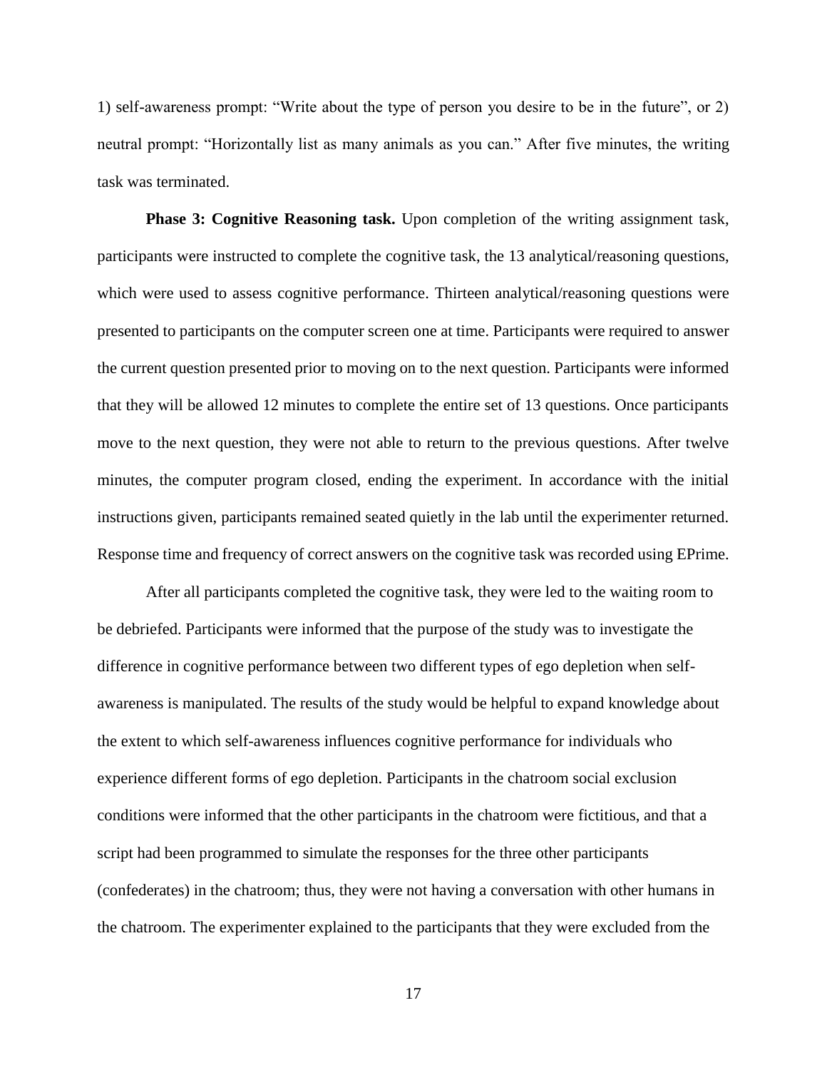1) self-awareness prompt: "Write about the type of person you desire to be in the future", or 2) neutral prompt: "Horizontally list as many animals as you can." After five minutes, the writing task was terminated.

**Phase 3: Cognitive Reasoning task.** Upon completion of the writing assignment task, participants were instructed to complete the cognitive task, the 13 analytical/reasoning questions, which were used to assess cognitive performance. Thirteen analytical/reasoning questions were presented to participants on the computer screen one at time. Participants were required to answer the current question presented prior to moving on to the next question. Participants were informed that they will be allowed 12 minutes to complete the entire set of 13 questions. Once participants move to the next question, they were not able to return to the previous questions. After twelve minutes, the computer program closed, ending the experiment. In accordance with the initial instructions given, participants remained seated quietly in the lab until the experimenter returned. Response time and frequency of correct answers on the cognitive task was recorded using EPrime.

After all participants completed the cognitive task, they were led to the waiting room to be debriefed. Participants were informed that the purpose of the study was to investigate the difference in cognitive performance between two different types of ego depletion when self-awareness is manipulated. The results of the study would be helpful to expand knowledge about the extent to which self-awareness influences cognitive performance for individuals who experience different forms of ego depletion. Participants in the chatroom social exclusion conditions were informed that the other participants in the chatroom were fictitious, and that a script had been programmed to simulate the responses for the three other participants (confederates) in the chatroom; thus, they were not having a conversation with other humans in the chatroom. The experimenter explained to the participants that they were excluded from the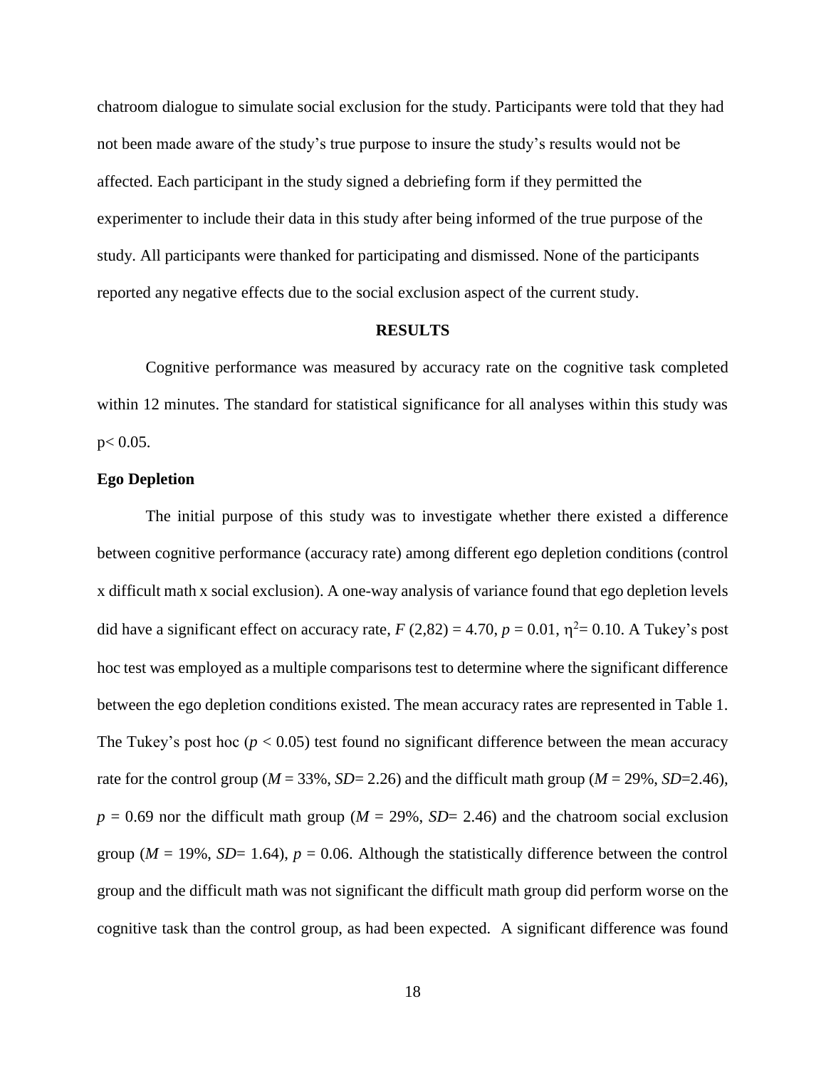chatroom dialogue to simulate social exclusion for the study. Participants were told that they had not been made aware of the study's true purpose to insure the study's results would not be affected. Each participant in the study signed a debriefing form if they permitted the experimenter to include their data in this study after being informed of the true purpose of the study. All participants were thanked for participating and dismissed. None of the participants reported any negative effects due to the social exclusion aspect of the current study.

## RESULTS

Cognitive performance was measured by accuracy rate on the cognitive task completed within 12 minutes. The standard for statistical significance for all analyses within this study was $p < 0.05$.

### Ego Depletion

The initial purpose of this study was to investigate whether there existed a difference between cognitive performance (accuracy rate) among different ego depletion conditions (control x difficult math x social exclusion). A one-way analysis of variance found that ego depletion levels did have a significant effect on accuracy rate, $F(2,82) = 4.70$, $p = 0.01$, $\eta^2 = 0.10$. A Tukey's post hoc test was employed as a multiple comparisons test to determine where the significant difference between the ego depletion conditions existed. The mean accuracy rates are represented in Table 1. The Tukey's post hoc ($p < 0.05$) test found no significant difference between the mean accuracy rate for the control group ($M = 33\%$, $SD = 2.26$) and the difficult math group ($M = 29\%$, $SD = 2.46$), $p = 0.69$ nor the difficult math group ($M = 29\%$, $SD = 2.46$) and the chatroom social exclusion group ($M = 19\%$, $SD = 1.64$), $p = 0.06$. Although the statistically difference between the control group and the difficult math was not significant the difficult math group did perform worse on the cognitive task than the control group, as had been expected. A significant difference was found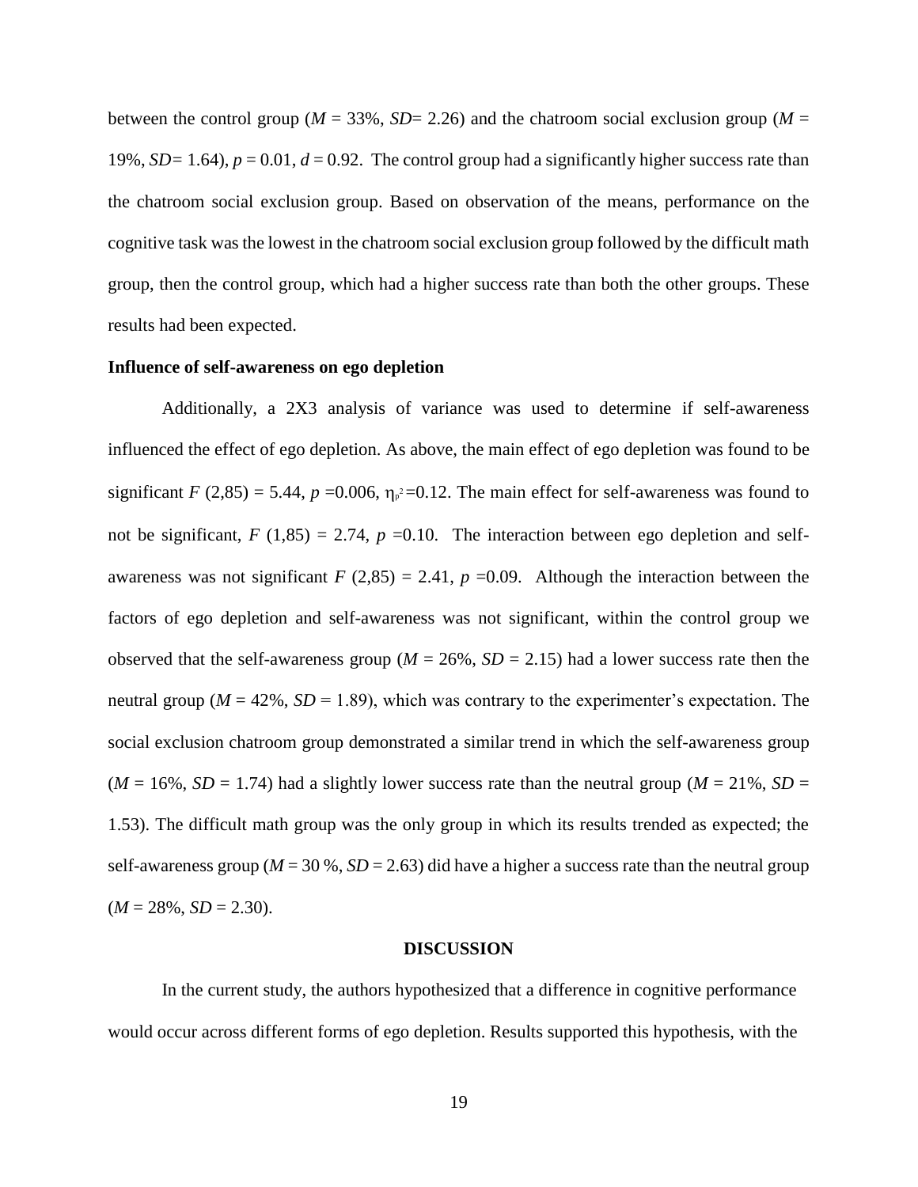between the control group ($M$ = 33%, $SD$= 2.26) and the chatroom social exclusion group ($M$ = 19%, $SD$= 1.64), $p$ = 0.01, $d$ = 0.92. The control group had a significantly higher success rate than the chatroom social exclusion group. Based on observation of the means, performance on the cognitive task was the lowest in the chatroom social exclusion group followed by the difficult math group, then the control group, which had a higher success rate than both the other groups. These results had been expected.

### Influence of self-awareness on ego depletion

Additionally, a 2X3 analysis of variance was used to determine if self-awareness influenced the effect of ego depletion. As above, the main effect of ego depletion was found to be significant $F$ (2,85) = 5.44, $p$ =0.006, $\eta_p^2$=0.12. The main effect for self-awareness was found to not be significant, $F$ (1,85) = 2.74, $p$ =0.10. The interaction between ego depletion and self-awareness was not significant $F$ (2,85) = 2.41, $p$ =0.09. Although the interaction between the factors of ego depletion and self-awareness was not significant, within the control group we observed that the self-awareness group ($M$ = 26%, $SD$ = 2.15) had a lower success rate then the neutral group ($M$ = 42%, $SD$ = 1.89), which was contrary to the experimenter's expectation. The social exclusion chatroom group demonstrated a similar trend in which the self-awareness group ($M$ = 16%, $SD$ = 1.74) had a slightly lower success rate than the neutral group ($M$ = 21%, $SD$ = 1.53). The difficult math group was the only group in which its results trended as expected; the self-awareness group ($M$ = 30 %, $SD$ = 2.63) did have a higher a success rate than the neutral group ($M$ = 28%, $SD$ = 2.30).

## DISCUSSION

In the current study, the authors hypothesized that a difference in cognitive performance would occur across different forms of ego depletion. Results supported this hypothesis, with the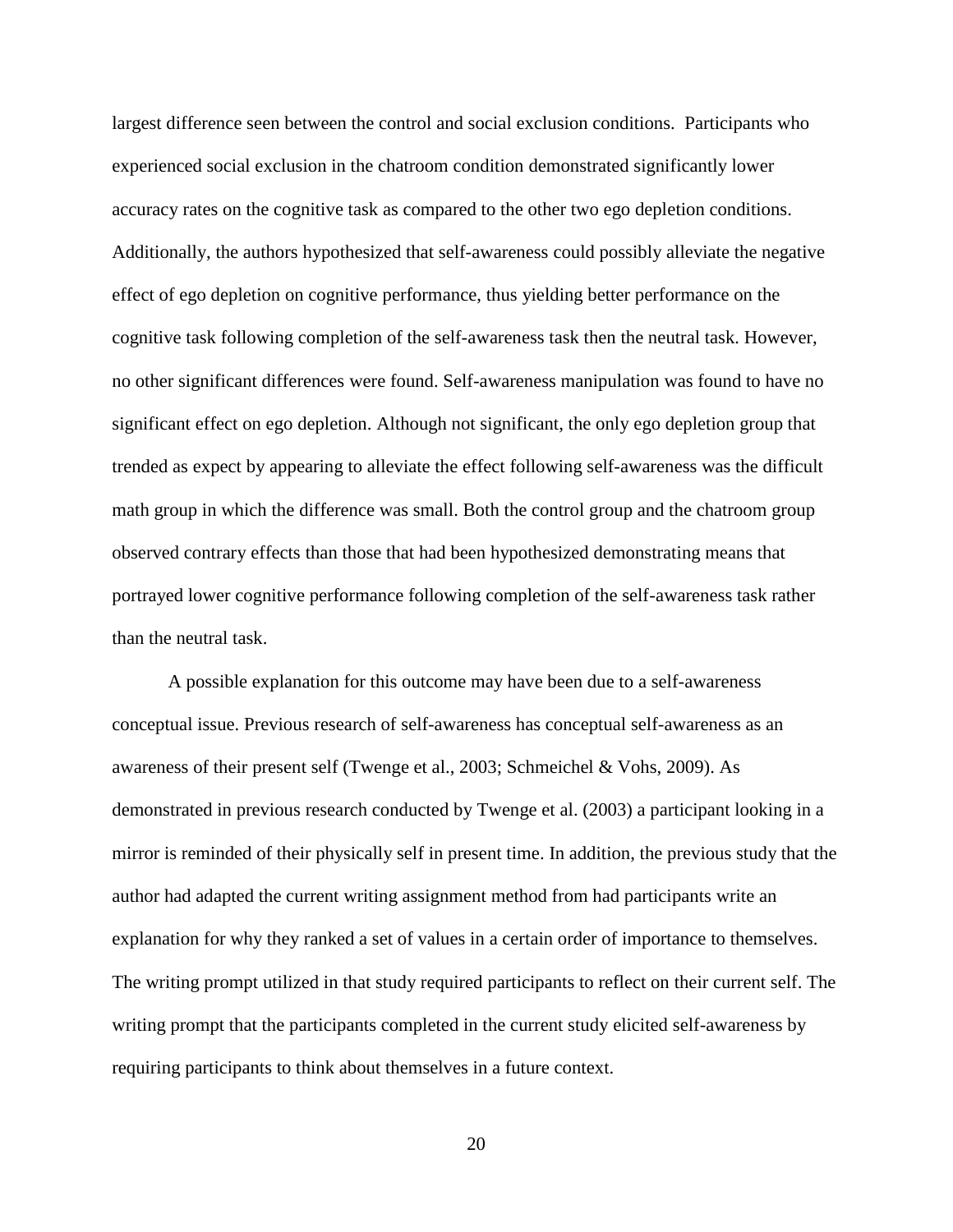largest difference seen between the control and social exclusion conditions. Participants who experienced social exclusion in the chatroom condition demonstrated significantly lower accuracy rates on the cognitive task as compared to the other two ego depletion conditions. Additionally, the authors hypothesized that self-awareness could possibly alleviate the negative effect of ego depletion on cognitive performance, thus yielding better performance on the cognitive task following completion of the self-awareness task then the neutral task. However, no other significant differences were found. Self-awareness manipulation was found to have no significant effect on ego depletion. Although not significant, the only ego depletion group that trended as expect by appearing to alleviate the effect following self-awareness was the difficult math group in which the difference was small. Both the control group and the chatroom group observed contrary effects than those that had been hypothesized demonstrating means that portrayed lower cognitive performance following completion of the self-awareness task rather than the neutral task.

A possible explanation for this outcome may have been due to a self-awareness conceptual issue. Previous research of self-awareness has conceptual self-awareness as an awareness of their present self (Twenge et al., 2003; Schmeichel & Vohs, 2009). As demonstrated in previous research conducted by Twenge et al. (2003) a participant looking in a mirror is reminded of their physically self in present time. In addition, the previous study that the author had adapted the current writing assignment method from had participants write an explanation for why they ranked a set of values in a certain order of importance to themselves. The writing prompt utilized in that study required participants to reflect on their current self. The writing prompt that the participants completed in the current study elicited self-awareness by requiring participants to think about themselves in a future context.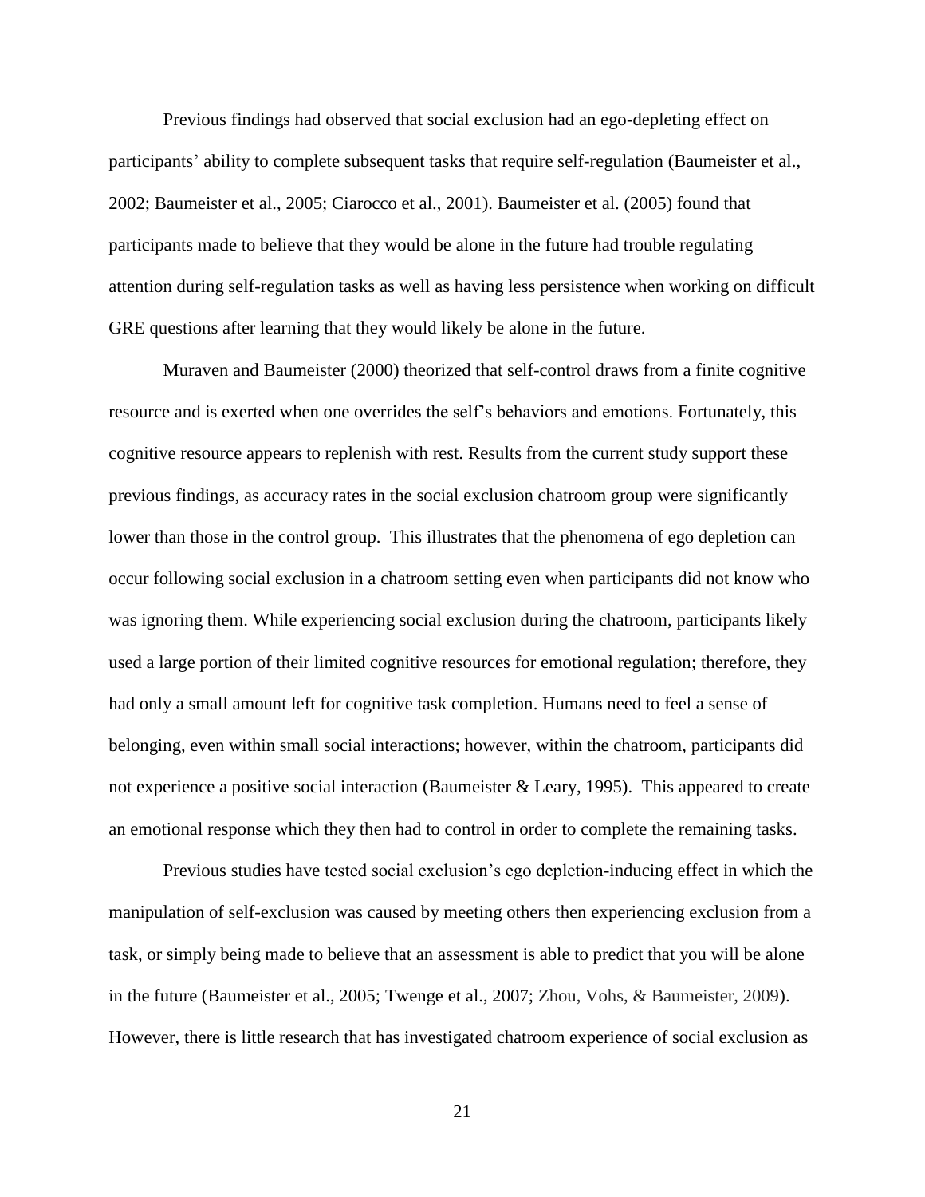Previous findings had observed that social exclusion had an ego-depleting effect on participants' ability to complete subsequent tasks that require self-regulation (Baumeister et al., 2002; Baumeister et al., 2005; Ciarocco et al., 2001). Baumeister et al. (2005) found that participants made to believe that they would be alone in the future had trouble regulating attention during self-regulation tasks as well as having less persistence when working on difficult GRE questions after learning that they would likely be alone in the future.

Muraven and Baumeister (2000) theorized that self-control draws from a finite cognitive resource and is exerted when one overrides the self's behaviors and emotions. Fortunately, this cognitive resource appears to replenish with rest. Results from the current study support these previous findings, as accuracy rates in the social exclusion chatroom group were significantly lower than those in the control group. This illustrates that the phenomena of ego depletion can occur following social exclusion in a chatroom setting even when participants did not know who was ignoring them. While experiencing social exclusion during the chatroom, participants likely used a large portion of their limited cognitive resources for emotional regulation; therefore, they had only a small amount left for cognitive task completion. Humans need to feel a sense of belonging, even within small social interactions; however, within the chatroom, participants did not experience a positive social interaction (Baumeister & Leary, 1995). This appeared to create an emotional response which they then had to control in order to complete the remaining tasks.

Previous studies have tested social exclusion's ego depletion-inducing effect in which the manipulation of self-exclusion was caused by meeting others then experiencing exclusion from a task, or simply being made to believe that an assessment is able to predict that you will be alone in the future (Baumeister et al., 2005; Twenge et al., 2007; Zhou, Vohs, & Baumeister, 2009). However, there is little research that has investigated chatroom experience of social exclusion as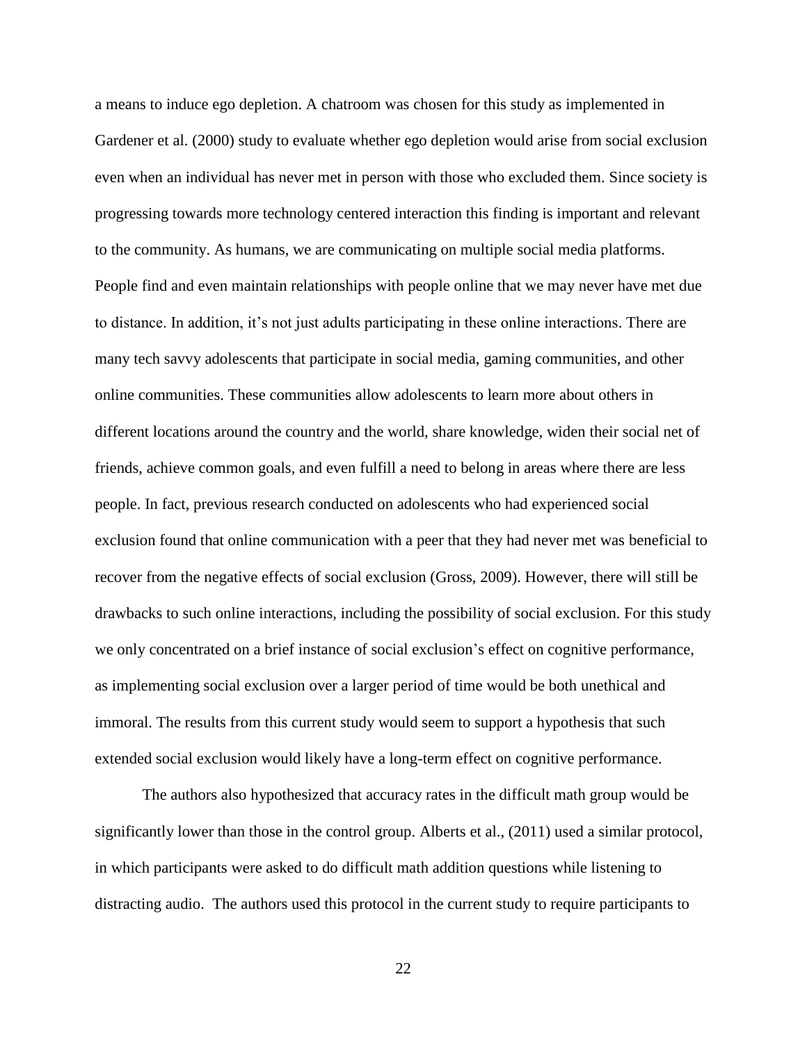a means to induce ego depletion. A chatroom was chosen for this study as implemented in Gardener et al. (2000) study to evaluate whether ego depletion would arise from social exclusion even when an individual has never met in person with those who excluded them. Since society is progressing towards more technology centered interaction this finding is important and relevant to the community. As humans, we are communicating on multiple social media platforms. People find and even maintain relationships with people online that we may never have met due to distance. In addition, it's not just adults participating in these online interactions. There are many tech savvy adolescents that participate in social media, gaming communities, and other online communities. These communities allow adolescents to learn more about others in different locations around the country and the world, share knowledge, widen their social net of friends, achieve common goals, and even fulfill a need to belong in areas where there are less people. In fact, previous research conducted on adolescents who had experienced social exclusion found that online communication with a peer that they had never met was beneficial to recover from the negative effects of social exclusion (Gross, 2009). However, there will still be drawbacks to such online interactions, including the possibility of social exclusion. For this study we only concentrated on a brief instance of social exclusion's effect on cognitive performance, as implementing social exclusion over a larger period of time would be both unethical and immoral. The results from this current study would seem to support a hypothesis that such extended social exclusion would likely have a long-term effect on cognitive performance.

The authors also hypothesized that accuracy rates in the difficult math group would be significantly lower than those in the control group. Alberts et al., (2011) used a similar protocol, in which participants were asked to do difficult math addition questions while listening to distracting audio. The authors used this protocol in the current study to require participants to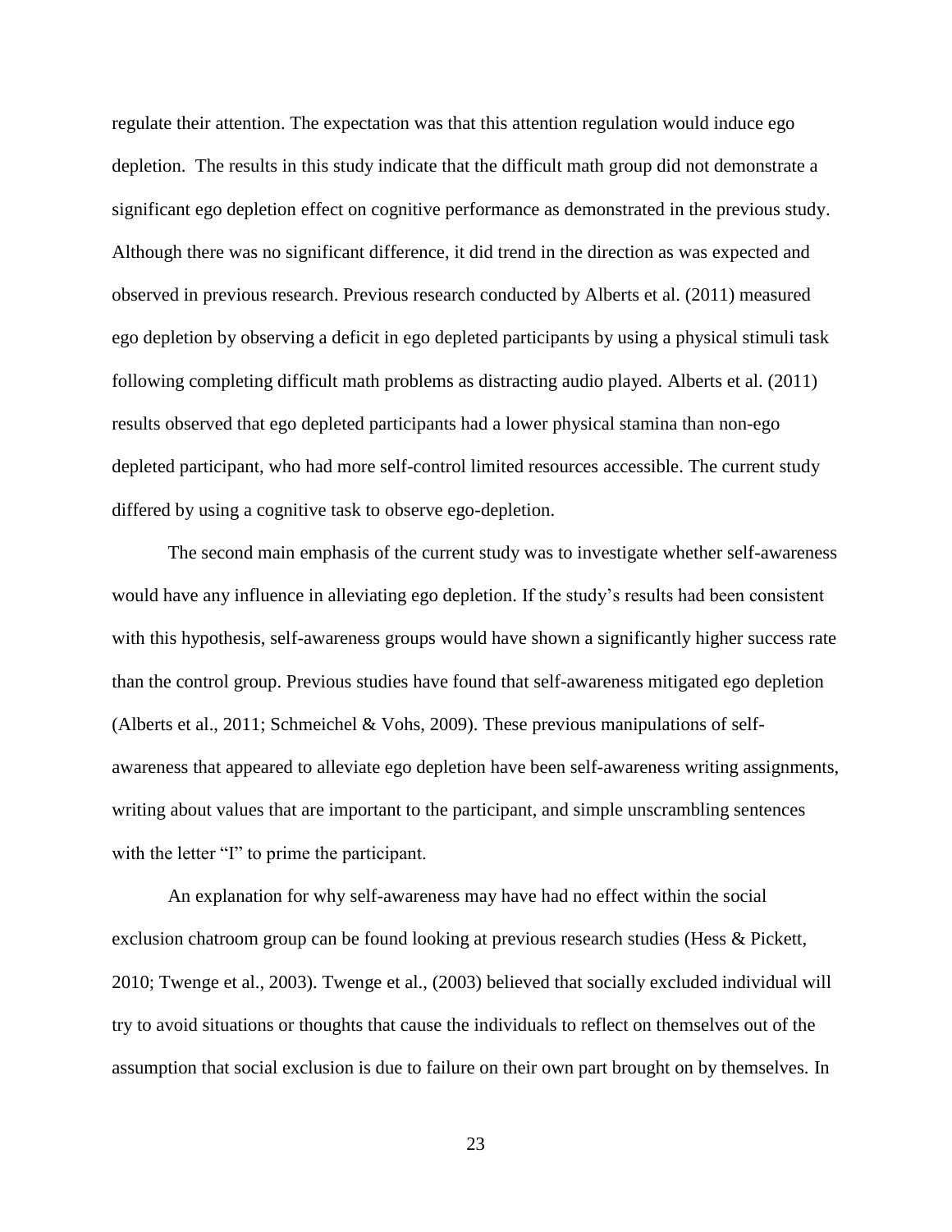regulate their attention. The expectation was that this attention regulation would induce ego depletion. The results in this study indicate that the difficult math group did not demonstrate a significant ego depletion effect on cognitive performance as demonstrated in the previous study. Although there was no significant difference, it did trend in the direction as was expected and observed in previous research. Previous research conducted by Alberts et al. (2011) measured ego depletion by observing a deficit in ego depleted participants by using a physical stimuli task following completing difficult math problems as distracting audio played. Alberts et al. (2011) results observed that ego depleted participants had a lower physical stamina than non-ego depleted participant, who had more self-control limited resources accessible. The current study differed by using a cognitive task to observe ego-depletion.

The second main emphasis of the current study was to investigate whether self-awareness would have any influence in alleviating ego depletion. If the study's results had been consistent with this hypothesis, self-awareness groups would have shown a significantly higher success rate than the control group. Previous studies have found that self-awareness mitigated ego depletion (Alberts et al., 2011; Schmeichel & Vohs, 2009). These previous manipulations of self-awareness that appeared to alleviate ego depletion have been self-awareness writing assignments, writing about values that are important to the participant, and simple unscrambling sentences with the letter "I" to prime the participant.

An explanation for why self-awareness may have had no effect within the social exclusion chatroom group can be found looking at previous research studies (Hess & Pickett, 2010; Twenge et al., 2003). Twenge et al., (2003) believed that socially excluded individual will try to avoid situations or thoughts that cause the individuals to reflect on themselves out of the assumption that social exclusion is due to failure on their own part brought on by themselves. In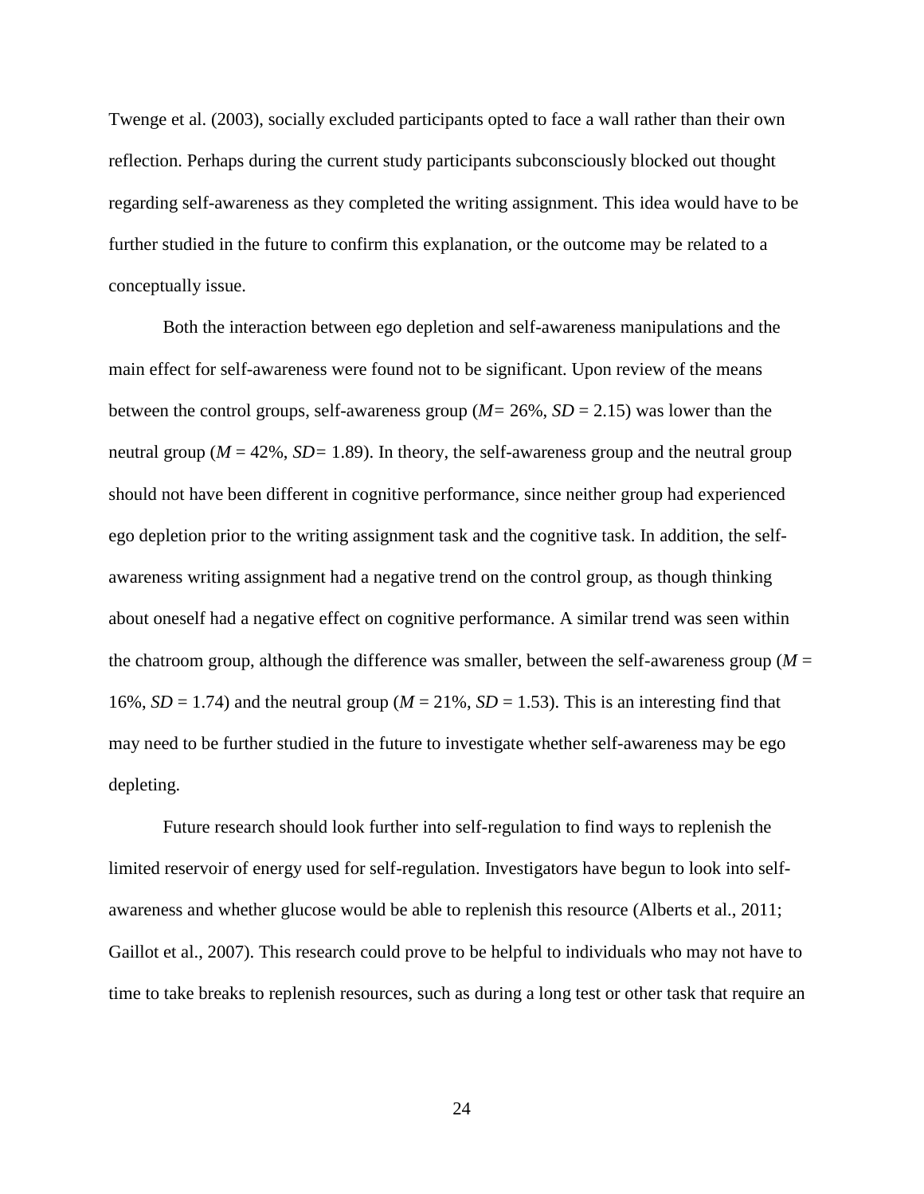Twenge et al. (2003), socially excluded participants opted to face a wall rather than their own reflection. Perhaps during the current study participants subconsciously blocked out thought regarding self-awareness as they completed the writing assignment. This idea would have to be further studied in the future to confirm this explanation, or the outcome may be related to a conceptually issue.

Both the interaction between ego depletion and self-awareness manipulations and the main effect for self-awareness were found not to be significant. Upon review of the means between the control groups, self-awareness group (*M*= 26%, *SD* = 2.15) was lower than the neutral group (*M* = 42%, *SD*= 1.89). In theory, the self-awareness group and the neutral group should not have been different in cognitive performance, since neither group had experienced ego depletion prior to the writing assignment task and the cognitive task. In addition, the self-awareness writing assignment had a negative trend on the control group, as though thinking about oneself had a negative effect on cognitive performance. A similar trend was seen within the chatroom group, although the difference was smaller, between the self-awareness group (*M* = 16%, *SD* = 1.74) and the neutral group (*M* = 21%, *SD* = 1.53). This is an interesting find that may need to be further studied in the future to investigate whether self-awareness may be ego depleting.

Future research should look further into self-regulation to find ways to replenish the limited reservoir of energy used for self-regulation. Investigators have begun to look into self-awareness and whether glucose would be able to replenish this resource (Alberts et al., 2011; Gaillot et al., 2007). This research could prove to be helpful to individuals who may not have to time to take breaks to replenish resources, such as during a long test or other task that require an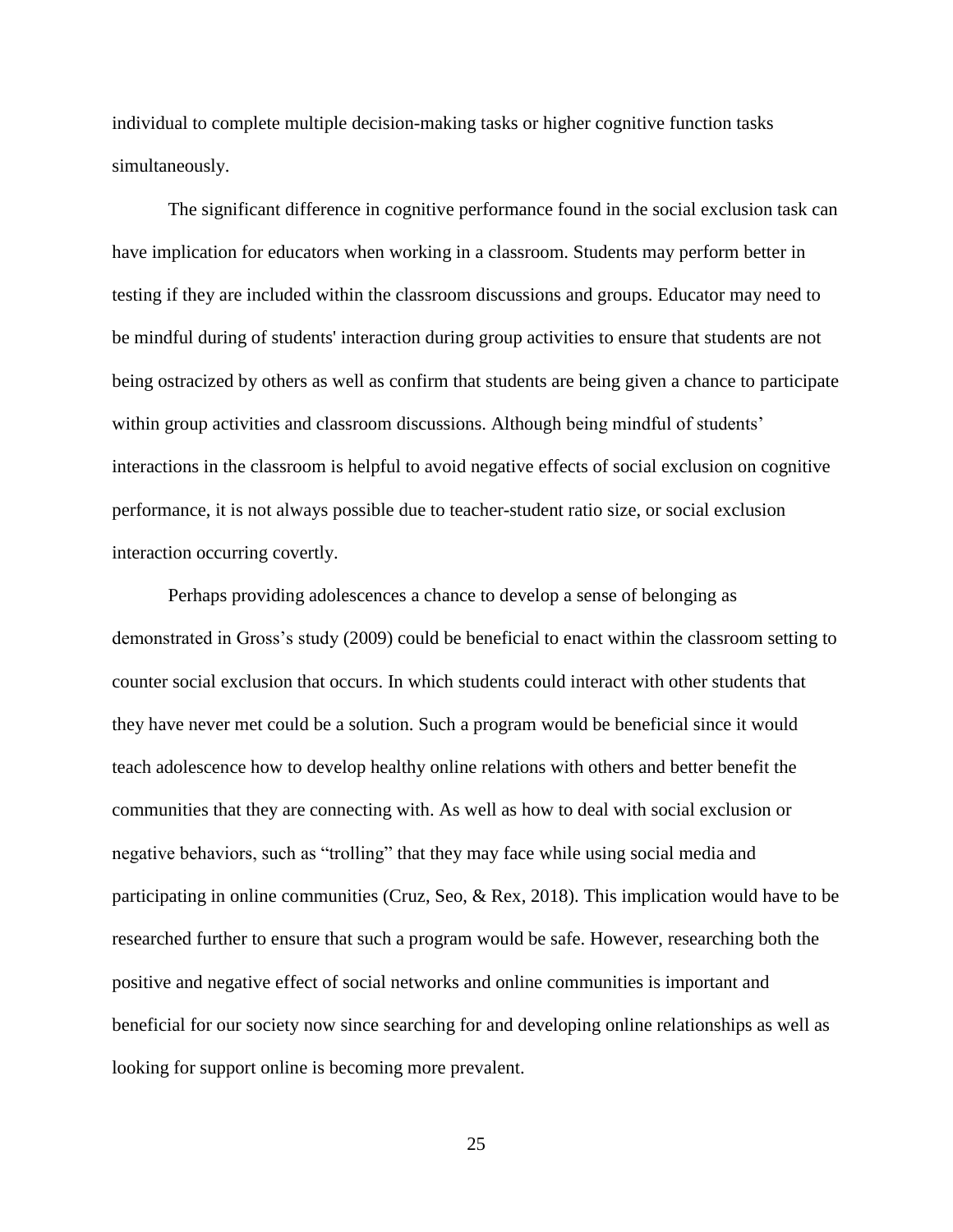individual to complete multiple decision-making tasks or higher cognitive function tasks simultaneously.

The significant difference in cognitive performance found in the social exclusion task can have implication for educators when working in a classroom. Students may perform better in testing if they are included within the classroom discussions and groups. Educator may need to be mindful during of students' interaction during group activities to ensure that students are not being ostracized by others as well as confirm that students are being given a chance to participate within group activities and classroom discussions. Although being mindful of students' interactions in the classroom is helpful to avoid negative effects of social exclusion on cognitive performance, it is not always possible due to teacher-student ratio size, or social exclusion interaction occurring covertly.

Perhaps providing adolescences a chance to develop a sense of belonging as demonstrated in Gross's study (2009) could be beneficial to enact within the classroom setting to counter social exclusion that occurs. In which students could interact with other students that they have never met could be a solution. Such a program would be beneficial since it would teach adolescence how to develop healthy online relations with others and better benefit the communities that they are connecting with. As well as how to deal with social exclusion or negative behaviors, such as "trolling" that they may face while using social media and participating in online communities (Cruz, Seo, & Rex, 2018). This implication would have to be researched further to ensure that such a program would be safe. However, researching both the positive and negative effect of social networks and online communities is important and beneficial for our society now since searching for and developing online relationships as well as looking for support online is becoming more prevalent.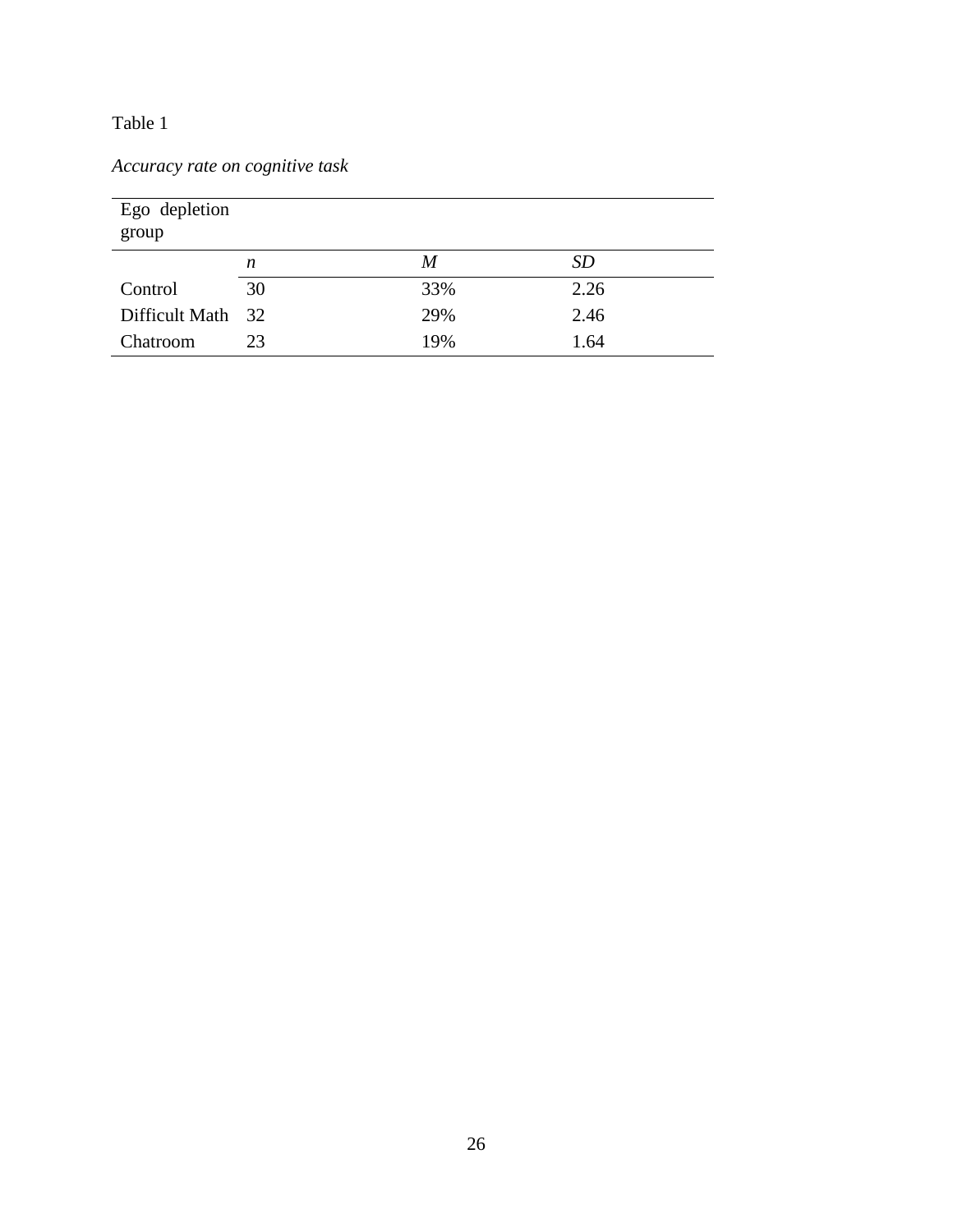Table 1

*Accuracy rate on cognitive task*

| Ego depletion group | | | |
|---|---|---|---|
| | *n* | *M* | *SD* |
| Control | 30 | 33% | 2.26 |
| Difficult Math | 32 | 29% | 2.46 |
| Chatroom | 23 | 19% | 1.64 |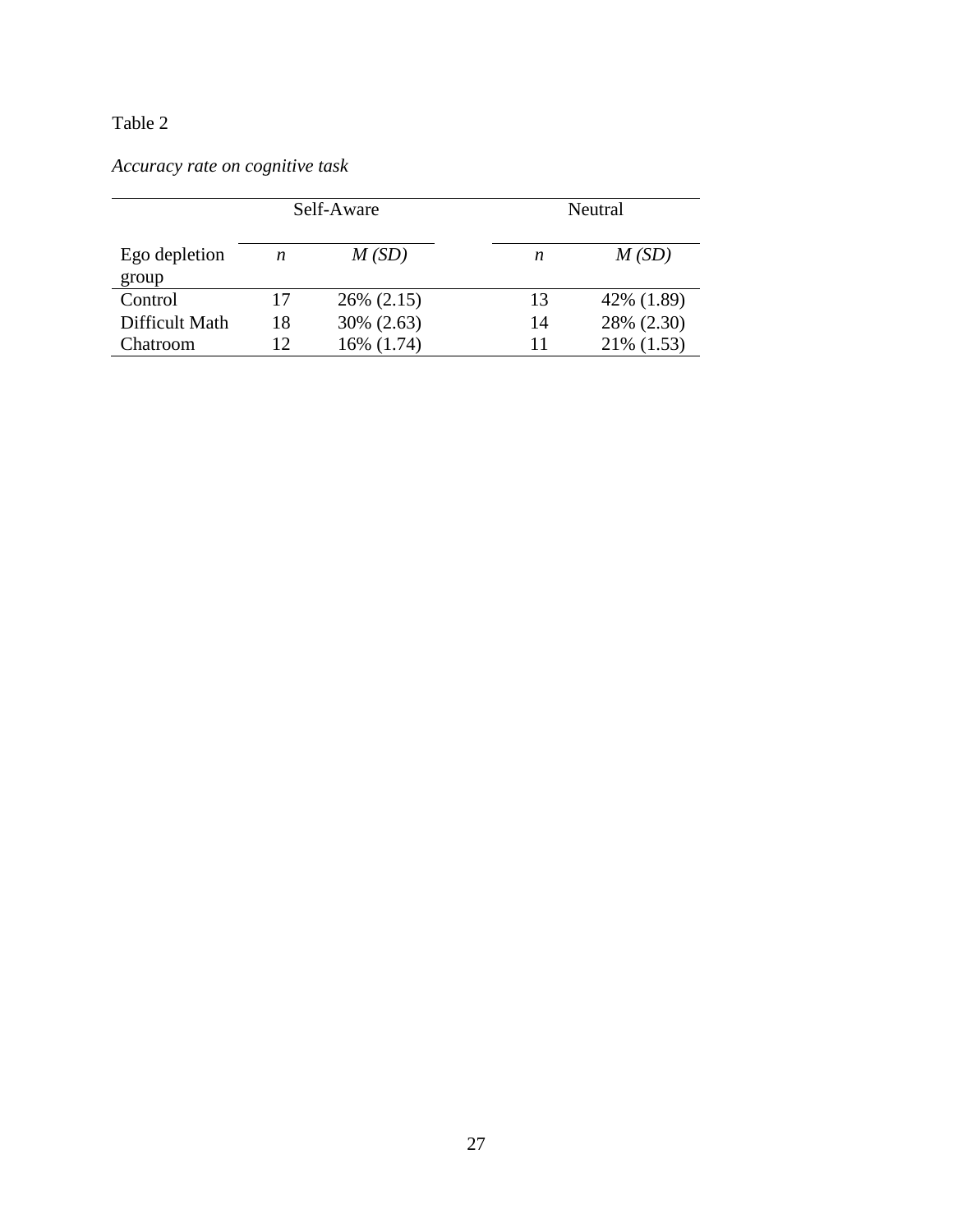Table 2

*Accuracy rate on cognitive task*

| | Self-Aware | | Neutral | |
|---|---|---|---|---|
| Ego depletion group | *n* | *M (SD)* | *n* | *M (SD)* |
| Control | 17 | 26% (2.15) | 13 | 42% (1.89) |
| Difficult Math | 18 | 30% (2.63) | 14 | 28% (2.30) |
| Chatroom | 12 | 16% (1.74) | 11 | 21% (1.53) |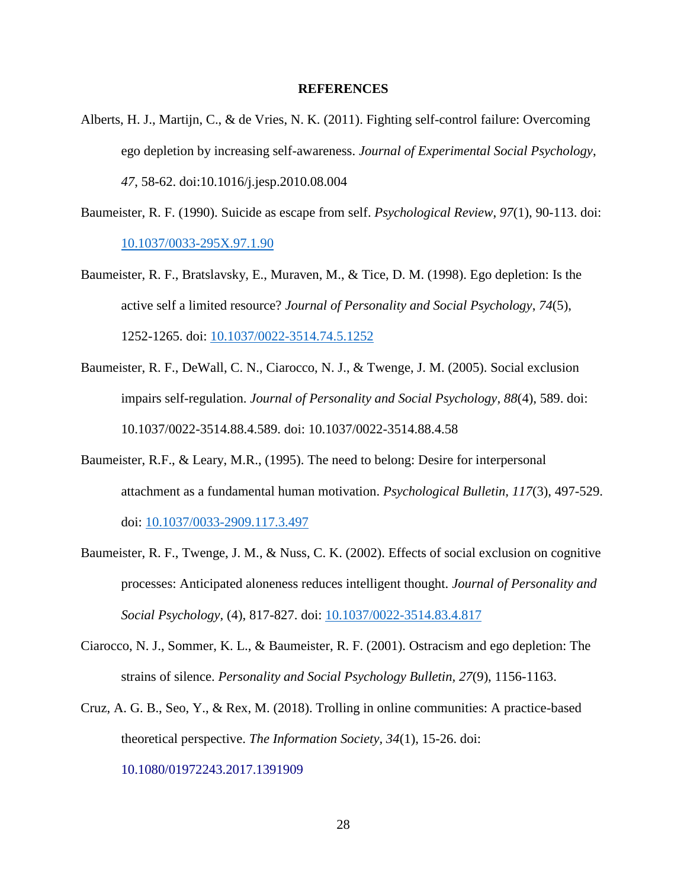# REFERENCES

Alberts, H. J., Martijn, C., & de Vries, N. K. (2011). Fighting self-control failure: Overcoming ego depletion by increasing self-awareness. *Journal of Experimental Social Psychology*, *47*, 58-62. doi:10.1016/j.jesp.2010.08.004

Baumeister, R. F. (1990). Suicide as escape from self. *Psychological Review*, *97*(1), 90-113. doi: 10.1037/0033-295X.97.1.90

Baumeister, R. F., Bratslavsky, E., Muraven, M., & Tice, D. M. (1998). Ego depletion: Is the active self a limited resource? *Journal of Personality and Social Psychology*, *74*(5), 1252-1265. doi: 10.1037/0022-3514.74.5.1252

Baumeister, R. F., DeWall, C. N., Ciarocco, N. J., & Twenge, J. M. (2005). Social exclusion impairs self-regulation. *Journal of Personality and Social Psychology*, *88*(4), 589. doi: 10.1037/0022-3514.88.4.589. doi: 10.1037/0022-3514.88.4.58

Baumeister, R.F., & Leary, M.R., (1995). The need to belong: Desire for interpersonal attachment as a fundamental human motivation. *Psychological Bulletin, 117*(3), 497-529. doi: 10.1037/0033-2909.117.3.497

Baumeister, R. F., Twenge, J. M., & Nuss, C. K. (2002). Effects of social exclusion on cognitive processes: Anticipated aloneness reduces intelligent thought. *Journal of Personality and Social Psychology,* (4), 817-827. doi: 10.1037/0022-3514.83.4.817

Ciarocco, N. J., Sommer, K. L., & Baumeister, R. F. (2001). Ostracism and ego depletion: The strains of silence. *Personality and Social Psychology Bulletin*, *27*(9), 1156-1163.

Cruz, A. G. B., Seo, Y., & Rex, M. (2018). Trolling in online communities: A practice-based theoretical perspective. *The Information Society*, *34*(1), 15-26. doi: 10.1080/01972243.2017.1391909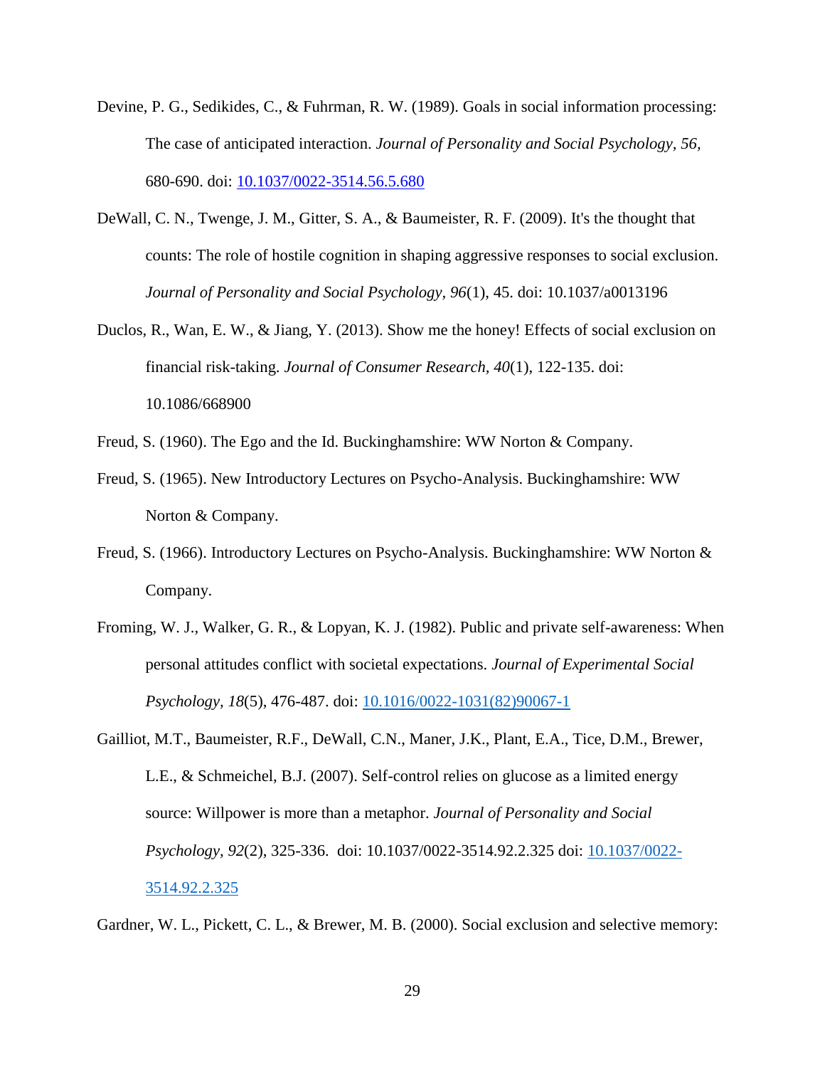Devine, P. G., Sedikides, C., & Fuhrman, R. W. (1989). Goals in social information processing: The case of anticipated interaction. *Journal of Personality and Social Psychology, 56,* 680-690. doi: 10.1037/0022-3514.56.5.680

DeWall, C. N., Twenge, J. M., Gitter, S. A., & Baumeister, R. F. (2009). It's the thought that counts: The role of hostile cognition in shaping aggressive responses to social exclusion. *Journal of Personality and Social Psychology*, *96*(1), 45. doi: 10.1037/a0013196

Duclos, R., Wan, E. W., & Jiang, Y. (2013). Show me the honey! Effects of social exclusion on financial risk-taking. *Journal of Consumer Research, 40*(1), 122-135. doi: 10.1086/668900

Freud, S. (1960). The Ego and the Id. Buckinghamshire: WW Norton & Company.

Freud, S. (1965). New Introductory Lectures on Psycho-Analysis. Buckinghamshire: WW Norton & Company.

Freud, S. (1966). Introductory Lectures on Psycho-Analysis. Buckinghamshire: WW Norton & Company.

Froming, W. J., Walker, G. R., & Lopyan, K. J. (1982). Public and private self-awareness: When personal attitudes conflict with societal expectations. *Journal of Experimental Social Psychology*, *18*(5), 476-487. doi: 10.1016/0022-1031(82)90067-1

Gailliot, M.T., Baumeister, R.F., DeWall, C.N., Maner, J.K., Plant, E.A., Tice, D.M., Brewer, L.E., & Schmeichel, B.J. (2007). Self-control relies on glucose as a limited energy source: Willpower is more than a metaphor. *Journal of Personality and Social Psychology, 92*(2), 325-336. doi: 10.1037/0022-3514.92.2.325 doi: 10.1037/0022-3514.92.2.325

Gardner, W. L., Pickett, C. L., & Brewer, M. B. (2000). Social exclusion and selective memory: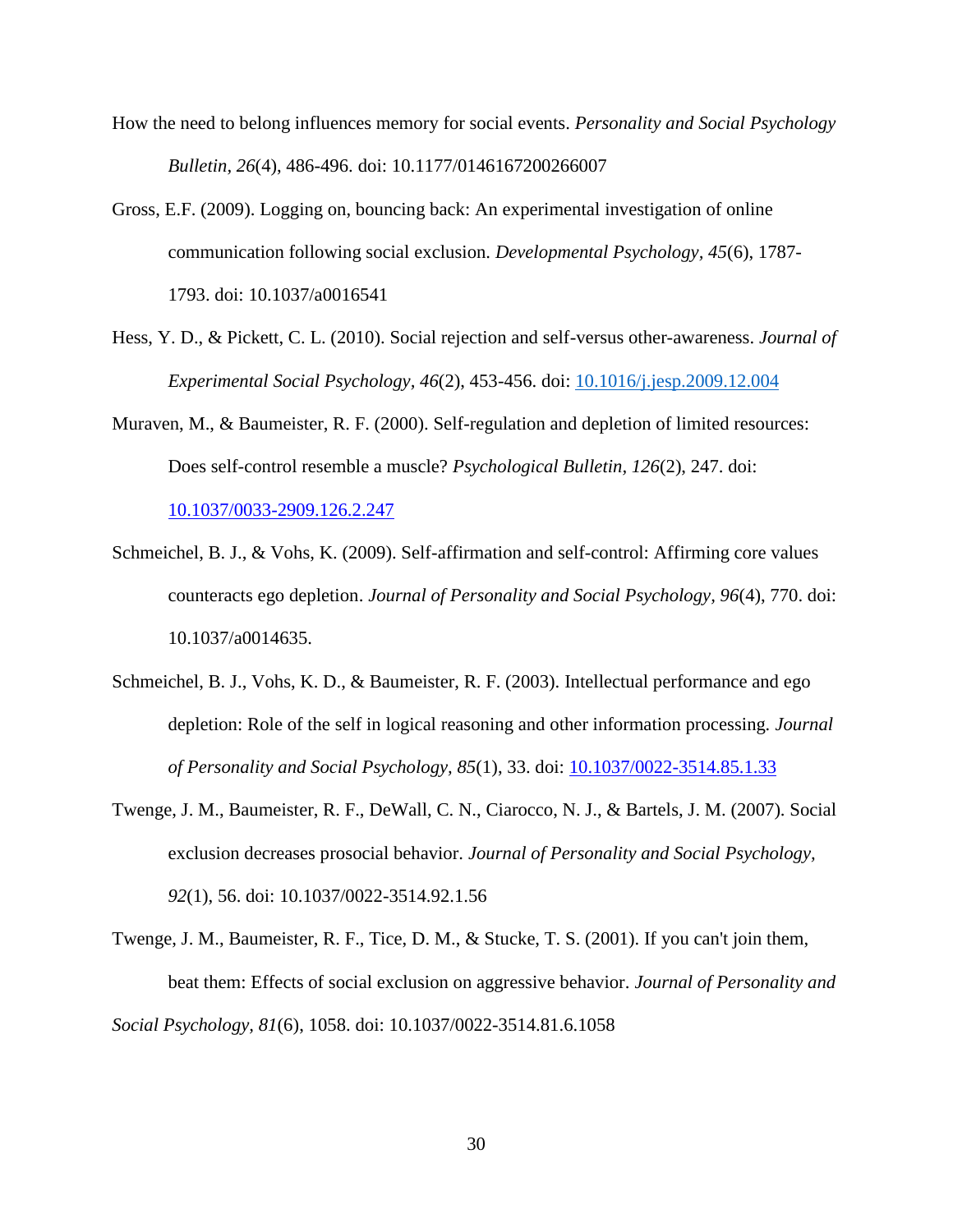How the need to belong influences memory for social events. *Personality and Social Psychology Bulletin, 26*(4), 486-496. doi: 10.1177/0146167200266007

Gross, E.F. (2009). Logging on, bouncing back: An experimental investigation of online communication following social exclusion. *Developmental Psychology, 45*(6), 1787-1793. doi: 10.1037/a0016541

Hess, Y. D., & Pickett, C. L. (2010). Social rejection and self-versus other-awareness. *Journal of Experimental Social Psychology, 46*(2), 453-456. doi: 10.1016/j.jesp.2009.12.004

Muraven, M., & Baumeister, R. F. (2000). Self-regulation and depletion of limited resources: Does self-control resemble a muscle? *Psychological Bulletin, 126*(2), 247. doi: 10.1037/0033-2909.126.2.247

Schmeichel, B. J., & Vohs, K. (2009). Self-affirmation and self-control: Affirming core values counteracts ego depletion. *Journal of Personality and Social Psychology, 96*(4), 770. doi: 10.1037/a0014635.

Schmeichel, B. J., Vohs, K. D., & Baumeister, R. F. (2003). Intellectual performance and ego depletion: Role of the self in logical reasoning and other information processing. *Journal of Personality and Social Psychology, 85*(1), 33. doi: 10.1037/0022-3514.85.1.33

Twenge, J. M., Baumeister, R. F., DeWall, C. N., Ciarocco, N. J., & Bartels, J. M. (2007). Social exclusion decreases prosocial behavior. *Journal of Personality and Social Psychology, 92*(1), 56. doi: 10.1037/0022-3514.92.1.56

Twenge, J. M., Baumeister, R. F., Tice, D. M., & Stucke, T. S. (2001). If you can't join them, beat them: Effects of social exclusion on aggressive behavior. *Journal of Personality and Social Psychology, 81*(6), 1058. doi: 10.1037/0022-3514.81.6.1058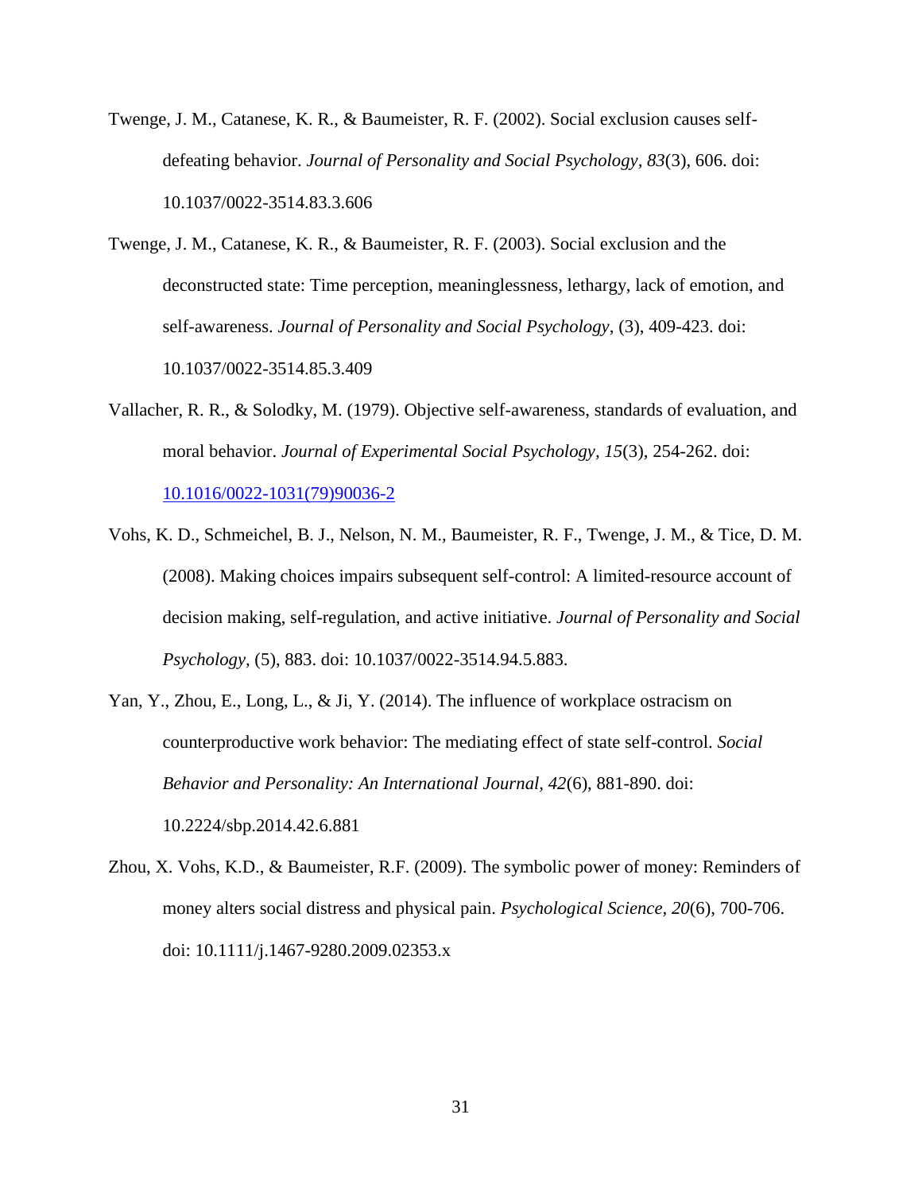Twenge, J. M., Catanese, K. R., & Baumeister, R. F. (2002). Social exclusion causes self-defeating behavior. *Journal of Personality and Social Psychology, 83*(3), 606. doi: 10.1037/0022-3514.83.3.606

Twenge, J. M., Catanese, K. R., & Baumeister, R. F. (2003). Social exclusion and the deconstructed state: Time perception, meaninglessness, lethargy, lack of emotion, and self-awareness. *Journal of Personality and Social Psychology*, (3), 409-423. doi: 10.1037/0022-3514.85.3.409

Vallacher, R. R., & Solodky, M. (1979). Objective self-awareness, standards of evaluation, and moral behavior. *Journal of Experimental Social Psychology, 15*(3), 254-262. doi: 10.1016/0022-1031(79)90036-2

Vohs, K. D., Schmeichel, B. J., Nelson, N. M., Baumeister, R. F., Twenge, J. M., & Tice, D. M. (2008). Making choices impairs subsequent self-control: A limited-resource account of decision making, self-regulation, and active initiative. *Journal of Personality and Social Psychology,* (5), 883. doi: 10.1037/0022-3514.94.5.883.

Yan, Y., Zhou, E., Long, L., & Ji, Y. (2014). The influence of workplace ostracism on counterproductive work behavior: The mediating effect of state self-control. *Social Behavior and Personality: An International Journal, 42*(6), 881-890. doi: 10.2224/sbp.2014.42.6.881

Zhou, X. Vohs, K.D., & Baumeister, R.F. (2009). The symbolic power of money: Reminders of money alters social distress and physical pain. *Psychological Science, 20*(6), 700-706. doi: 10.1111/j.1467-9280.2009.02353.x